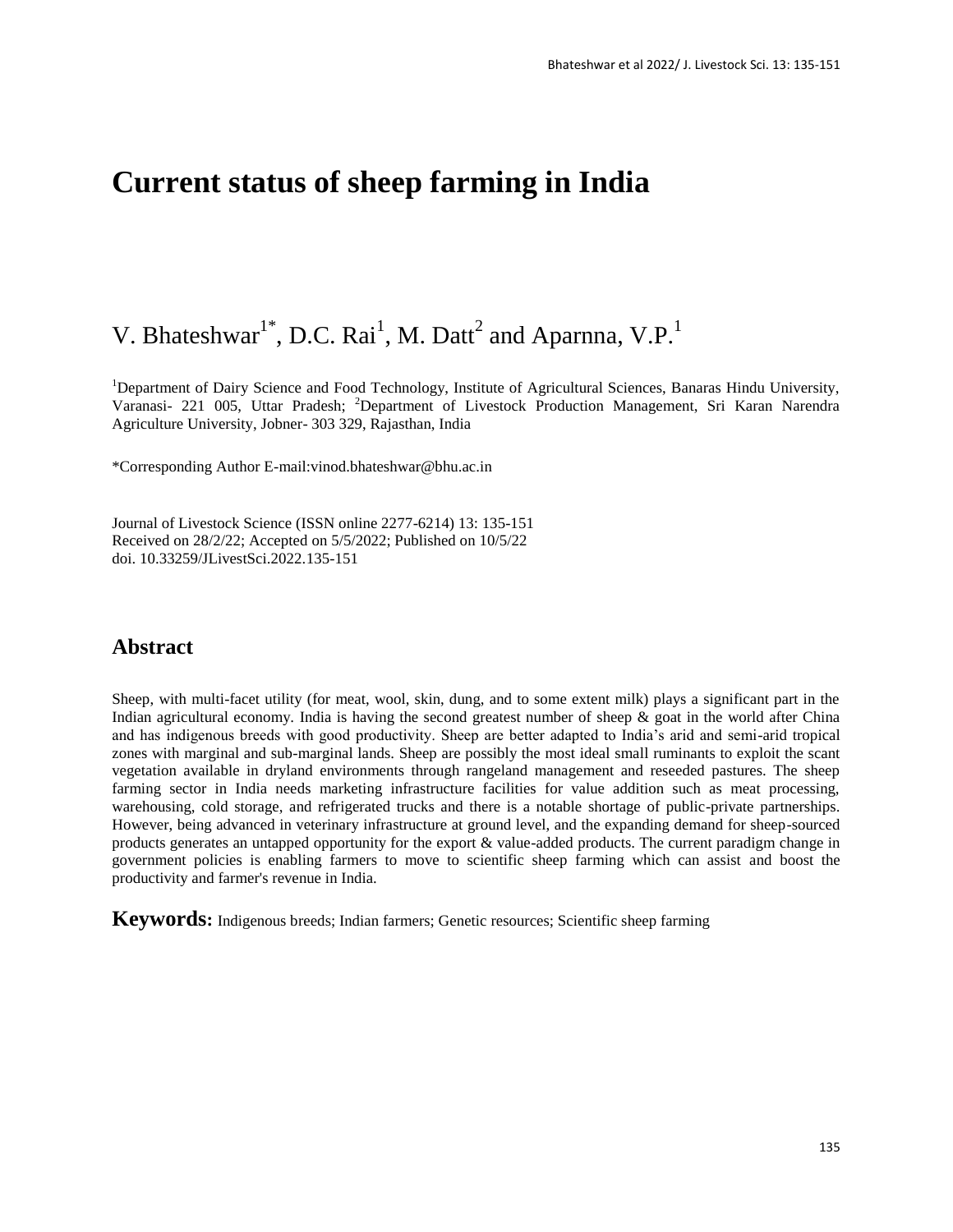# Current status of sheep farming in India

V. Bhateshwar[1*], D.C. Rai[1], M. Datt[2] and Aparnna, V.P.[1]

[1]Department of Dairy Science and Food Technology, Institute of Agricultural Sciences, Banaras Hindu University, Varanasi- 221 005, Uttar Pradesh; [2]Department of Livestock Production Management, Sri Karan Narendra Agriculture University, Jobner- 303 329, Rajasthan, India

*Corresponding Author E-mail:vinod.bhateshwar@bhu.ac.in

Journal of Livestock Science (ISSN online 2277-6214) 13: 135-151
Received on 28/2/22; Accepted on 5/5/2022; Published on 10/5/22
doi. 10.33259/JLivestSci.2022.135-151

## Abstract

Sheep, with multi-facet utility (for meat, wool, skin, dung, and to some extent milk) plays a significant part in the Indian agricultural economy. India is having the second greatest number of sheep & goat in the world after China and has indigenous breeds with good productivity. Sheep are better adapted to India's arid and semi-arid tropical zones with marginal and sub-marginal lands. Sheep are possibly the most ideal small ruminants to exploit the scant vegetation available in dryland environments through rangeland management and reseeded pastures. The sheep farming sector in India needs marketing infrastructure facilities for value addition such as meat processing, warehousing, cold storage, and refrigerated trucks and there is a notable shortage of public-private partnerships. However, being advanced in veterinary infrastructure at ground level, and the expanding demand for sheep-sourced products generates an untapped opportunity for the export & value-added products. The current paradigm change in government policies is enabling farmers to move to scientific sheep farming which can assist and boost the productivity and farmer's revenue in India.

**Keywords:** Indigenous breeds; Indian farmers; Genetic resources; Scientific sheep farming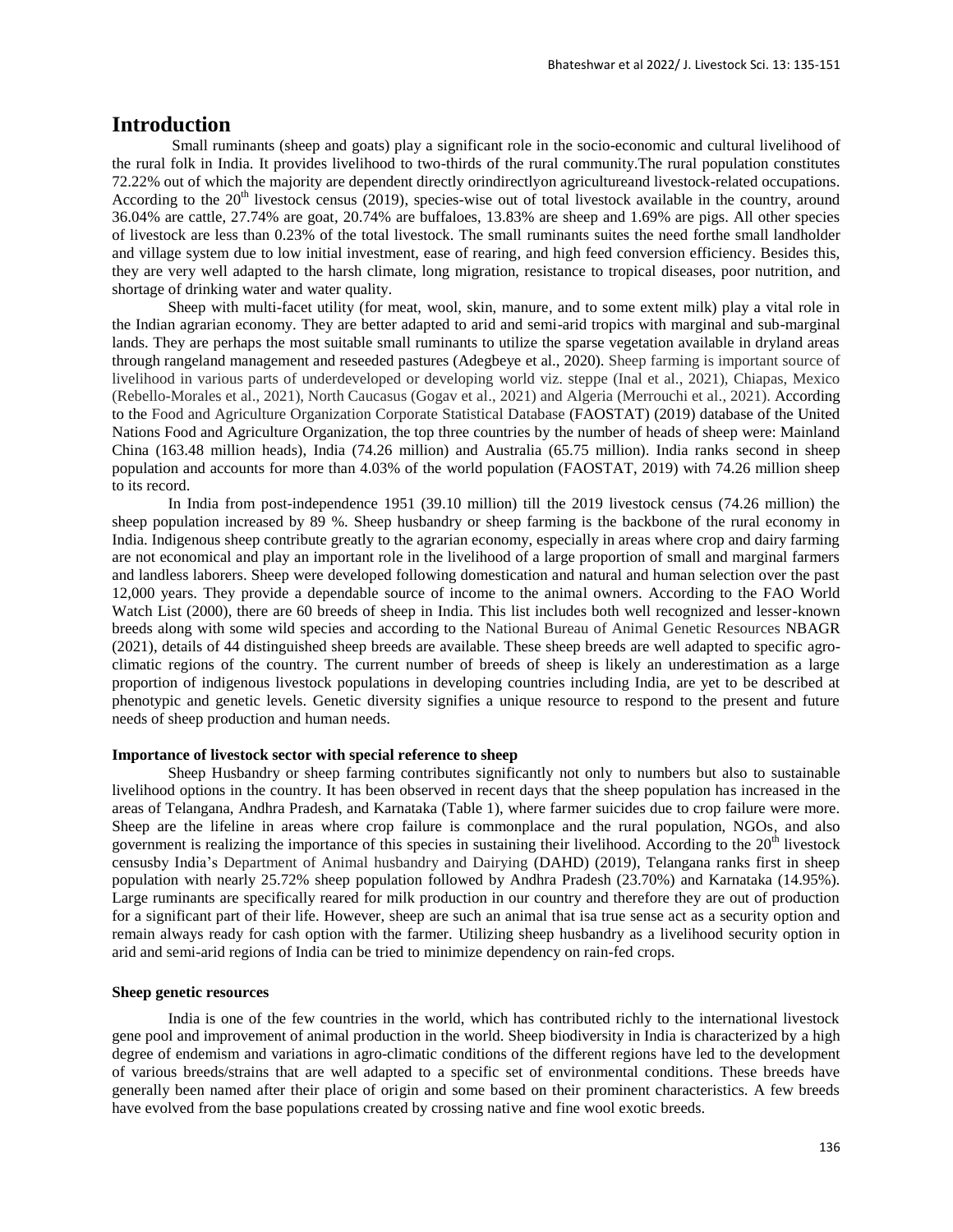# Introduction

Small ruminants (sheep and goats) play a significant role in the socio-economic and cultural livelihood of the rural folk in India. It provides livelihood to two-thirds of the rural community.The rural population constitutes 72.22% out of which the majority are dependent directly orindirectlyon agricultureand livestock-related occupations. According to the 20th livestock census (2019), species-wise out of total livestock available in the country, around 36.04% are cattle, 27.74% are goat, 20.74% are buffaloes, 13.83% are sheep and 1.69% are pigs. All other species of livestock are less than 0.23% of the total livestock. The small ruminants suites the need forthe small landholder and village system due to low initial investment, ease of rearing, and high feed conversion efficiency. Besides this, they are very well adapted to the harsh climate, long migration, resistance to tropical diseases, poor nutrition, and shortage of drinking water and water quality.

Sheep with multi-facet utility (for meat, wool, skin, manure, and to some extent milk) play a vital role in the Indian agrarian economy. They are better adapted to arid and semi-arid tropics with marginal and sub-marginal lands. They are perhaps the most suitable small ruminants to utilize the sparse vegetation available in dryland areas through rangeland management and reseeded pastures (Adegbeye et al., 2020). Sheep farming is important source of livelihood in various parts of underdeveloped or developing world viz. steppe (Inal et al., 2021), Chiapas, Mexico (Rebello-Morales et al., 2021), North Caucasus (Gogav et al., 2021) and Algeria (Merrouchi et al., 2021). According to the Food and Agriculture Organization Corporate Statistical Database (FAOSTAT) (2019) database of the United Nations Food and Agriculture Organization, the top three countries by the number of heads of sheep were: Mainland China (163.48 million heads), India (74.26 million) and Australia (65.75 million). India ranks second in sheep population and accounts for more than 4.03% of the world population (FAOSTAT, 2019) with 74.26 million sheep to its record.

In India from post-independence 1951 (39.10 million) till the 2019 livestock census (74.26 million) the sheep population increased by 89 %. Sheep husbandry or sheep farming is the backbone of the rural economy in India. Indigenous sheep contribute greatly to the agrarian economy, especially in areas where crop and dairy farming are not economical and play an important role in the livelihood of a large proportion of small and marginal farmers and landless laborers. Sheep were developed following domestication and natural and human selection over the past 12,000 years. They provide a dependable source of income to the animal owners. According to the FAO World Watch List (2000), there are 60 breeds of sheep in India. This list includes both well recognized and lesser-known breeds along with some wild species and according to the National Bureau of Animal Genetic Resources NBAGR (2021), details of 44 distinguished sheep breeds are available. These sheep breeds are well adapted to specific agro-climatic regions of the country. The current number of breeds of sheep is likely an underestimation as a large proportion of indigenous livestock populations in developing countries including India, are yet to be described at phenotypic and genetic levels. Genetic diversity signifies a unique resource to respond to the present and future needs of sheep production and human needs.

### Importance of livestock sector with special reference to sheep

Sheep Husbandry or sheep farming contributes significantly not only to numbers but also to sustainable livelihood options in the country. It has been observed in recent days that the sheep population has increased in the areas of Telangana, Andhra Pradesh, and Karnataka (Table 1), where farmer suicides due to crop failure were more. Sheep are the lifeline in areas where crop failure is commonplace and the rural population, NGOs, and also government is realizing the importance of this species in sustaining their livelihood. According to the 20th livestock censusby India's Department of Animal husbandry and Dairying (DAHD) (2019), Telangana ranks first in sheep population with nearly 25.72% sheep population followed by Andhra Pradesh (23.70%) and Karnataka (14.95%). Large ruminants are specifically reared for milk production in our country and therefore they are out of production for a significant part of their life. However, sheep are such an animal that isa true sense act as a security option and remain always ready for cash option with the farmer. Utilizing sheep husbandry as a livelihood security option in arid and semi-arid regions of India can be tried to minimize dependency on rain-fed crops.

### Sheep genetic resources

India is one of the few countries in the world, which has contributed richly to the international livestock gene pool and improvement of animal production in the world. Sheep biodiversity in India is characterized by a high degree of endemism and variations in agro-climatic conditions of the different regions have led to the development of various breeds/strains that are well adapted to a specific set of environmental conditions. These breeds have generally been named after their place of origin and some based on their prominent characteristics. A few breeds have evolved from the base populations created by crossing native and fine wool exotic breeds.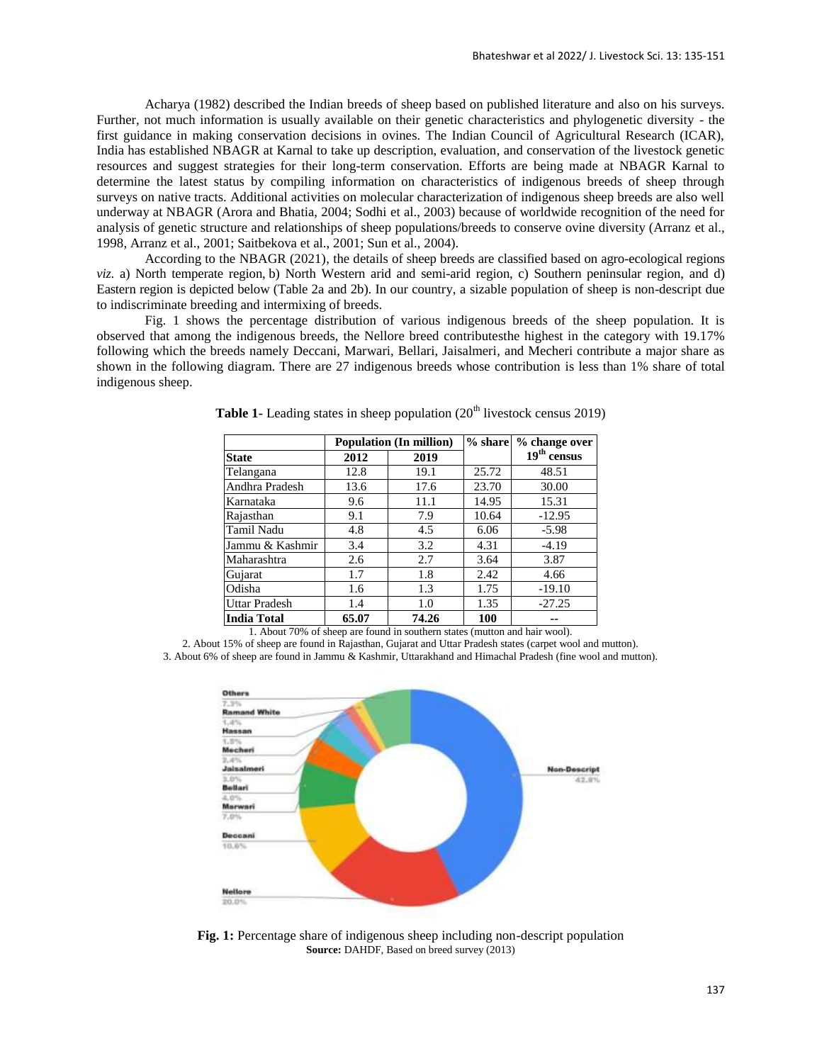Acharya (1982) described the Indian breeds of sheep based on published literature and also on his surveys. Further, not much information is usually available on their genetic characteristics and phylogenetic diversity - the first guidance in making conservation decisions in ovines. The Indian Council of Agricultural Research (ICAR), India has established NBAGR at Karnal to take up description, evaluation, and conservation of the livestock genetic resources and suggest strategies for their long-term conservation. Efforts are being made at NBAGR Karnal to determine the latest status by compiling information on characteristics of indigenous breeds of sheep through surveys on native tracts. Additional activities on molecular characterization of indigenous sheep breeds are also well underway at NBAGR (Arora and Bhatia, 2004; Sodhi et al., 2003) because of worldwide recognition of the need for analysis of genetic structure and relationships of sheep populations/breeds to conserve ovine diversity (Arranz et al., 1998, Arranz et al., 2001; Saitbekova et al., 2001; Sun et al., 2004).

According to the NBAGR (2021), the details of sheep breeds are classified based on agro-ecological regions *viz.* a) North temperate region, b) North Western arid and semi-arid region, c) Southern peninsular region, and d) Eastern region is depicted below (Table 2a and 2b). In our country, a sizable population of sheep is non-descript due to indiscriminate breeding and intermixing of breeds.

Fig. 1 shows the percentage distribution of various indigenous breeds of the sheep population. It is observed that among the indigenous breeds, the Nellore breed contributesthe highest in the category with 19.17% following which the breeds namely Deccani, Marwari, Bellari, Jaisalmeri, and Mecheri contribute a major share as shown in the following diagram. There are 27 indigenous breeds whose contribution is less than 1% share of total indigenous sheep.

**Table 1-** Leading states in sheep population (20th livestock census 2019)

| | Population (In million) | | % share | % change over |
|---|---|---|---|---|
| State | 2012 | 2019 | | 19th census |
| Telangana | 12.8 | 19.1 | 25.72 | 48.51 |
| Andhra Pradesh | 13.6 | 17.6 | 23.70 | 30.00 |
| Karnataka | 9.6 | 11.1 | 14.95 | 15.31 |
| Rajasthan | 9.1 | 7.9 | 10.64 | -12.95 |
| Tamil Nadu | 4.8 | 4.5 | 6.06 | -5.98 |
| Jammu & Kashmir | 3.4 | 3.2 | 4.31 | -4.19 |
| Maharashtra | 2.6 | 2.7 | 3.64 | 3.87 |
| Gujarat | 1.7 | 1.8 | 2.42 | 4.66 |
| Odisha | 1.6 | 1.3 | 1.75 | -19.10 |
| Uttar Pradesh | 1.4 | 1.0 | 1.35 | -27.25 |
| **India Total** | **65.07** | **74.26** | **100** | -- |

1. About 70% of sheep are found in southern states (mutton and hair wool).
2. About 15% of sheep are found in Rajasthan, Gujarat and Uttar Pradesh states (carpet wool and mutton).
3. About 6% of sheep are found in Jammu & Kashmir, Uttarakhand and Himachal Pradesh (fine wool and mutton).

Others 7.3%, Ramand White 1.4%, Hassan 1.5%, Mecheri 2.4%, Jaisalmeri 3.0%, Bellari 4.0%, Marwari 7.0%, Deccani 10.6%, Nellore 20.0%, Non-Descript 42.8%

**Fig. 1:** Percentage share of indigenous sheep including non-descript population
**Source:** DAHDF, Based on breed survey (2013)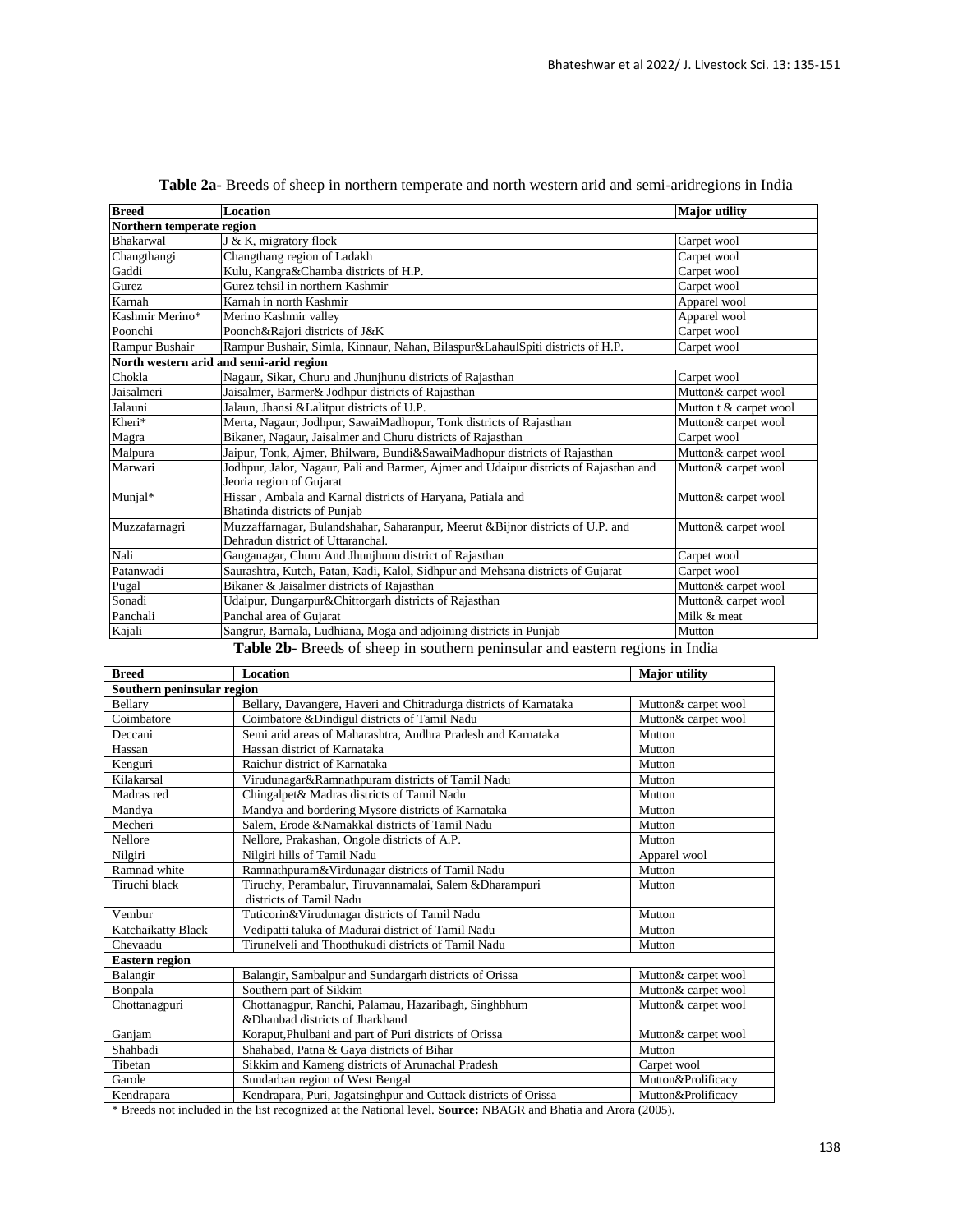**Table 2a-** Breeds of sheep in northern temperate and north western arid and semi-aridregions in India

| Breed | Location | Major utility |
|---|---|---|
| **Northern temperate region** | | |
| Bhakarwal | J & K, migratory flock | Carpet wool |
| Changthangi | Changthang region of Ladakh | Carpet wool |
| Gaddi | Kulu, Kangra&Chamba districts of H.P. | Carpet wool |
| Gurez | Gurez tehsil in northern Kashmir | Carpet wool |
| Karnah | Karnah in north Kashmir | Apparel wool |
| Kashmir Merino* | Merino Kashmir valley | Apparel wool |
| Poonchi | Poonch&Rajori districts of J&K | Carpet wool |
| Rampur Bushair | Rampur Bushair, Simla, Kinnaur, Nahan, Bilaspur&LahaulSpiti districts of H.P. | Carpet wool |
| **North western arid and semi-arid region** | | |
| Chokla | Nagaur, Sikar, Churu and Jhunjhunu districts of Rajasthan | Carpet wool |
| Jaisalmeri | Jaisalmer, Barmer& Jodhpur districts of Rajasthan | Mutton& carpet wool |
| Jalauni | Jalaun, Jhansi &Lalitput districts of U.P. | Mutton t & carpet wool |
| Kheri* | Merta, Nagaur, Jodhpur, SawaiMadhopur, Tonk districts of Rajasthan | Mutton& carpet wool |
| Magra | Bikaner, Nagaur, Jaisalmer and Churu districts of Rajasthan | Carpet wool |
| Malpura | Jaipur, Tonk, Ajmer, Bhilwara, Bundi&SawaiMadhopur districts of Rajasthan | Mutton& carpet wool |
| Marwari | Jodhpur, Jalor, Nagaur, Pali and Barmer, Ajmer and Udaipur districts of Rajasthan and Jeoria region of Gujarat | Mutton& carpet wool |
| Munjal* | Hissar , Ambala and Karnal districts of Haryana, Patiala and Bhatinda districts of Punjab | Mutton& carpet wool |
| Muzzafarnagri | Muzzaffarnagar, Bulandshahar, Saharanpur, Meerut &Bijnor districts of U.P. and Dehradun district of Uttaranchal. | Mutton& carpet wool |
| Nali | Ganganagar, Churu And Jhunjhunu district of Rajasthan | Carpet wool |
| Patanwadi | Saurashtra, Kutch, Patan, Kadi, Kalol, Sidhpur and Mehsana districts of Gujarat | Carpet wool |
| Pugal | Bikaner & Jaisalmer districts of Rajasthan | Mutton& carpet wool |
| Sonadi | Udaipur, Dungarpur&Chittorgarh districts of Rajasthan | Mutton& carpet wool |
| Panchali | Panchal area of Gujarat | Milk & meat |
| Kajali | Sangrur, Barnala, Ludhiana, Moga and adjoining districts in Punjab | Mutton |

**Table 2b-** Breeds of sheep in southern peninsular and eastern regions in India

| Breed | Location | Major utility |
|---|---|---|
| **Southern peninsular region** | | |
| Bellary | Bellary, Davangere, Haveri and Chitradurga districts of Karnataka | Mutton& carpet wool |
| Coimbatore | Coimbatore &Dindigul districts of Tamil Nadu | Mutton& carpet wool |
| Deccani | Semi arid areas of Maharashtra, Andhra Pradesh and Karnataka | Mutton |
| Hassan | Hassan district of Karnataka | Mutton |
| Kenguri | Raichur district of Karnataka | Mutton |
| Kilakarsal | Virudunagar&Ramnathpuram districts of Tamil Nadu | Mutton |
| Madras red | Chingalpet& Madras districts of Tamil Nadu | Mutton |
| Mandya | Mandya and bordering Mysore districts of Karnataka | Mutton |
| Mecheri | Salem, Erode &Namakkal districts of Tamil Nadu | Mutton |
| Nellore | Nellore, Prakashan, Ongole districts of A.P. | Mutton |
| Nilgiri | Nilgiri hills of Tamil Nadu | Apparel wool |
| Ramnad white | Ramnathpuram&Virdunagar districts of Tamil Nadu | Mutton |
| Tiruchi black | Tiruchy, Perambalur, Tiruvannamalai, Salem &Dharampuri districts of Tamil Nadu | Mutton |
| Vembur | Tuticorin&Virudunagar districts of Tamil Nadu | Mutton |
| Katchaikatty Black | Vedipatti taluka of Madurai district of Tamil Nadu | Mutton |
| Chevaadu | Tirunelveli and Thoothukudi districts of Tamil Nadu | Mutton |
| **Eastern region** | | |
| Balangir | Balangir, Sambalpur and Sundargarh districts of Orissa | Mutton& carpet wool |
| Bonpala | Southern part of Sikkim | Mutton& carpet wool |
| Chottanagpuri | Chottanagpur, Ranchi, Palamau, Hazaribagh, Singhbhum &Dhanbad districts of Jharkhand | Mutton& carpet wool |
| Ganjam | Koraput,Phulbani and part of Puri districts of Orissa | Mutton& carpet wool |
| Shahbadi | Shahabad, Patna & Gaya districts of Bihar | Mutton |
| Tibetan | Sikkim and Kameng districts of Arunachal Pradesh | Carpet wool |
| Garole | Sundarban region of West Bengal | Mutton&Prolificacy |
| Kendrapara | Kendrapara, Puri, Jagatsinghpur and Cuttack districts of Orissa | Mutton&Prolificacy |

\* Breeds not included in the list recognized at the National level. **Source:** NBAGR and Bhatia and Arora (2005).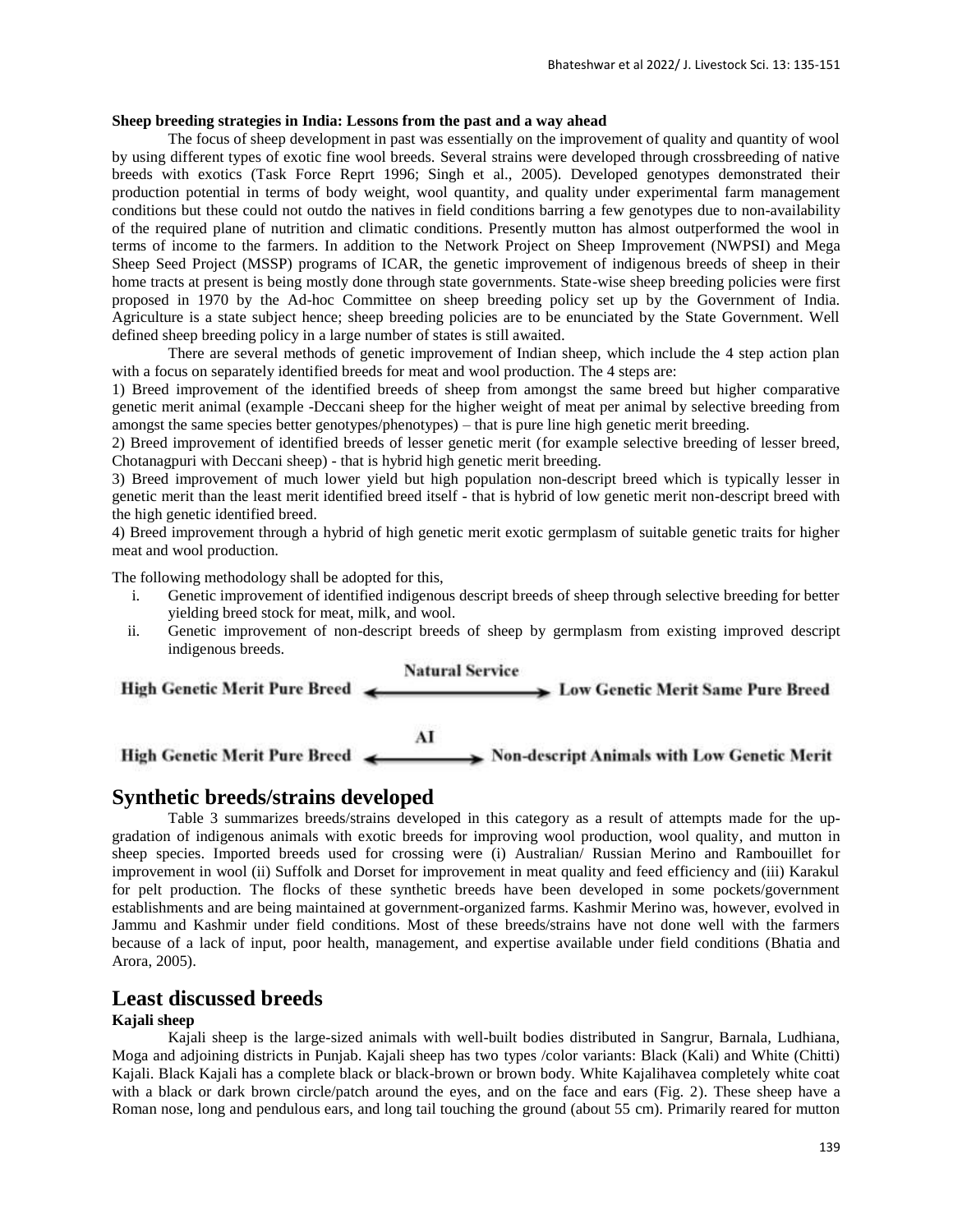**Sheep breeding strategies in India: Lessons from the past and a way ahead**

The focus of sheep development in past was essentially on the improvement of quality and quantity of wool by using different types of exotic fine wool breeds. Several strains were developed through crossbreeding of native breeds with exotics (Task Force Reprt 1996; Singh et al., 2005). Developed genotypes demonstrated their production potential in terms of body weight, wool quantity, and quality under experimental farm management conditions but these could not outdo the natives in field conditions barring a few genotypes due to non-availability of the required plane of nutrition and climatic conditions. Presently mutton has almost outperformed the wool in terms of income to the farmers. In addition to the Network Project on Sheep Improvement (NWPSI) and Mega Sheep Seed Project (MSSP) programs of ICAR, the genetic improvement of indigenous breeds of sheep in their home tracts at present is being mostly done through state governments. State-wise sheep breeding policies were first proposed in 1970 by the Ad-hoc Committee on sheep breeding policy set up by the Government of India. Agriculture is a state subject hence; sheep breeding policies are to be enunciated by the State Government. Well defined sheep breeding policy in a large number of states is still awaited.

There are several methods of genetic improvement of Indian sheep, which include the 4 step action plan with a focus on separately identified breeds for meat and wool production. The 4 steps are:

1) Breed improvement of the identified breeds of sheep from amongst the same breed but higher comparative genetic merit animal (example -Deccani sheep for the higher weight of meat per animal by selective breeding from amongst the same species better genotypes/phenotypes) – that is pure line high genetic merit breeding.

2) Breed improvement of identified breeds of lesser genetic merit (for example selective breeding of lesser breed, Chotanagpuri with Deccani sheep) - that is hybrid high genetic merit breeding.

3) Breed improvement of much lower yield but high population non-descript breed which is typically lesser in genetic merit than the least merit identified breed itself - that is hybrid of low genetic merit non-descript breed with the high genetic identified breed.

4) Breed improvement through a hybrid of high genetic merit exotic germplasm of suitable genetic traits for higher meat and wool production.

The following methodology shall be adopted for this,

i. Genetic improvement of identified indigenous descript breeds of sheep through selective breeding for better yielding breed stock for meat, milk, and wool.
ii. Genetic improvement of non-descript breeds of sheep by germplasm from existing improved descript indigenous breeds.

High Genetic Merit Pure Breed ⟷ (Natural Service) ⟷ Low Genetic Merit Same Pure Breed

High Genetic Merit Pure Breed ⟷ (AI) ⟷ Non-descript Animals with Low Genetic Merit

## Synthetic breeds/strains developed

Table 3 summarizes breeds/strains developed in this category as a result of attempts made for the up-gradation of indigenous animals with exotic breeds for improving wool production, wool quality, and mutton in sheep species. Imported breeds used for crossing were (i) Australian/ Russian Merino and Rambouillet for improvement in wool (ii) Suffolk and Dorset for improvement in meat quality and feed efficiency and (iii) Karakul for pelt production. The flocks of these synthetic breeds have been developed in some pockets/government establishments and are being maintained at government-organized farms. Kashmir Merino was, however, evolved in Jammu and Kashmir under field conditions. Most of these breeds/strains have not done well with the farmers because of a lack of input, poor health, management, and expertise available under field conditions (Bhatia and Arora, 2005).

## Least discussed breeds

### Kajali sheep

Kajali sheep is the large-sized animals with well-built bodies distributed in Sangrur, Barnala, Ludhiana, Moga and adjoining districts in Punjab. Kajali sheep has two types /color variants: Black (Kali) and White (Chitti) Kajali. Black Kajali has a complete black or black-brown or brown body. White Kajalihavea completely white coat with a black or dark brown circle/patch around the eyes, and on the face and ears (Fig. 2). These sheep have a Roman nose, long and pendulous ears, and long tail touching the ground (about 55 cm). Primarily reared for mutton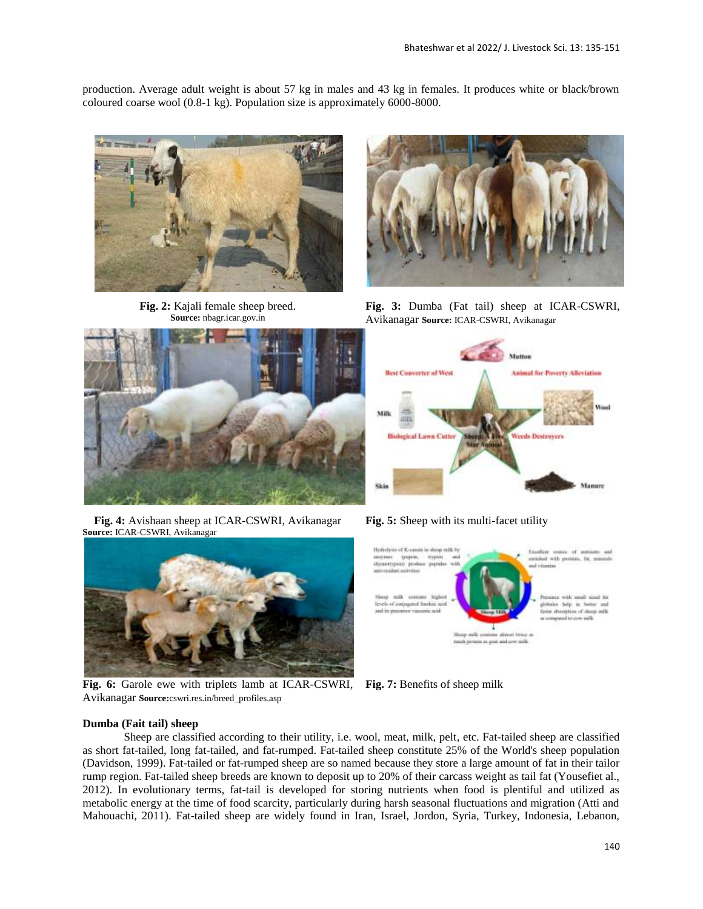production. Average adult weight is about 57 kg in males and 43 kg in females. It produces white or black/brown coloured coarse wool (0.8-1 kg). Population size is approximately 6000-8000.

**Fig. 2:** Kajali female sheep breed.
**Source:** nbagr.icar.gov.in

**Fig. 3:** Dumba (Fat tail) sheep at ICAR-CSWRI, Avikanagar **Source:** ICAR-CSWRI, Avikanagar

**Fig. 4:** Avishaan sheep at ICAR-CSWRI, Avikanagar
**Source:** ICAR-CSWRI, Avikanagar

**Fig. 5:** Sheep with its multi-facet utility

**Fig. 6:** Garole ewe with triplets lamb at ICAR-CSWRI, Avikanagar **Source:**cswri.res.in/breed_profiles.asp

**Fig. 7:** Benefits of sheep milk

**Dumba (Fait tail) sheep**

Sheep are classified according to their utility, i.e. wool, meat, milk, pelt, etc. Fat-tailed sheep are classified as short fat-tailed, long fat-tailed, and fat-rumped. Fat-tailed sheep constitute 25% of the World's sheep population (Davidson, 1999). Fat-tailed or fat-rumped sheep are so named because they store a large amount of fat in their tailor rump region. Fat-tailed sheep breeds are known to deposit up to 20% of their carcass weight as tail fat (Yousefiet al., 2012). In evolutionary terms, fat-tail is developed for storing nutrients when food is plentiful and utilized as metabolic energy at the time of food scarcity, particularly during harsh seasonal fluctuations and migration (Atti and Mahouachi, 2011). Fat-tailed sheep are widely found in Iran, Israel, Jordon, Syria, Turkey, Indonesia, Lebanon,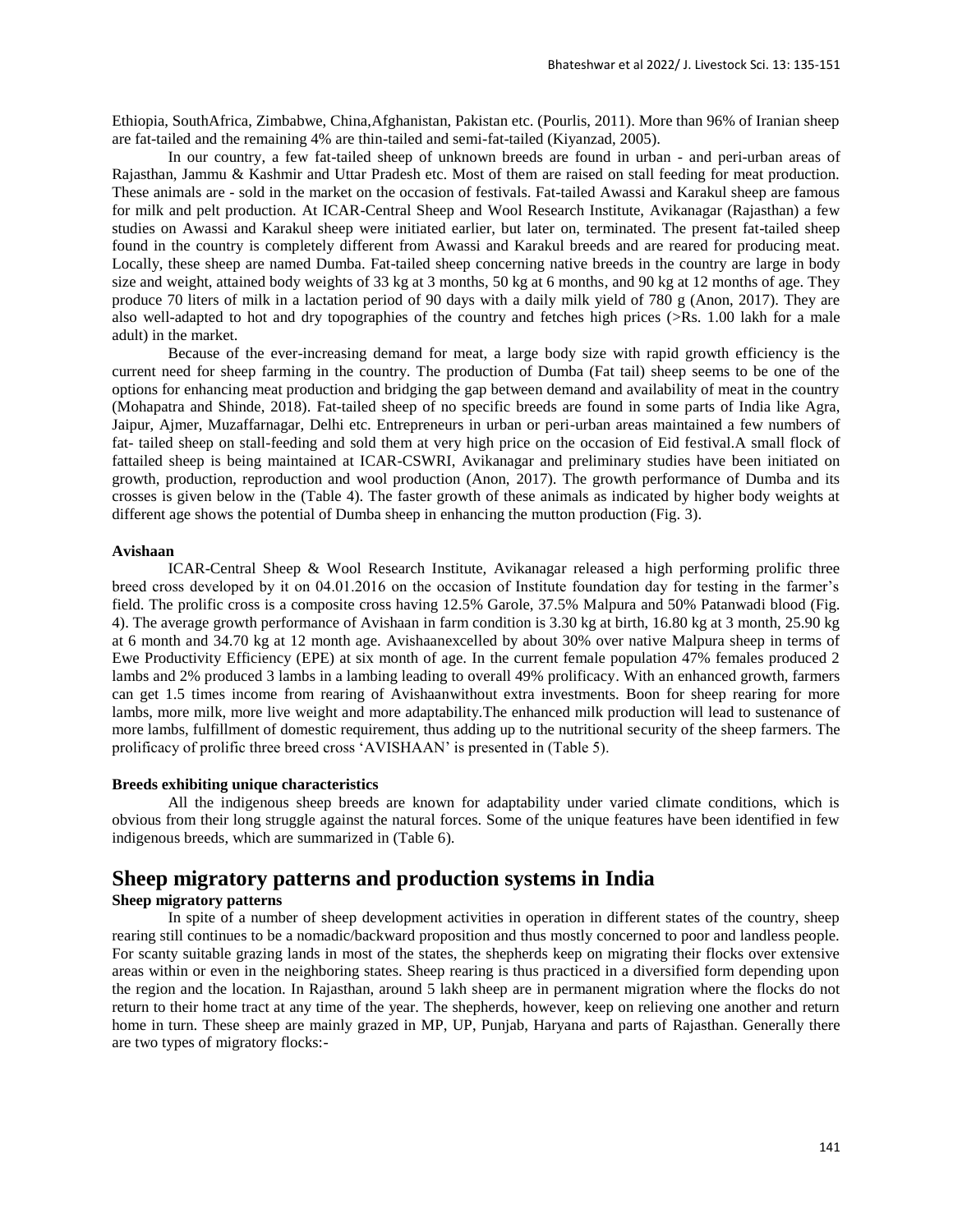Ethiopia, SouthAfrica, Zimbabwe, China,Afghanistan, Pakistan etc. (Pourlis, 2011). More than 96% of Iranian sheep are fat-tailed and the remaining 4% are thin-tailed and semi-fat-tailed (Kiyanzad, 2005).

In our country, a few fat-tailed sheep of unknown breeds are found in urban - and peri-urban areas of Rajasthan, Jammu & Kashmir and Uttar Pradesh etc. Most of them are raised on stall feeding for meat production. These animals are - sold in the market on the occasion of festivals. Fat-tailed Awassi and Karakul sheep are famous for milk and pelt production. At ICAR-Central Sheep and Wool Research Institute, Avikanagar (Rajasthan) a few studies on Awassi and Karakul sheep were initiated earlier, but later on, terminated. The present fat-tailed sheep found in the country is completely different from Awassi and Karakul breeds and are reared for producing meat. Locally, these sheep are named Dumba. Fat-tailed sheep concerning native breeds in the country are large in body size and weight, attained body weights of 33 kg at 3 months, 50 kg at 6 months, and 90 kg at 12 months of age. They produce 70 liters of milk in a lactation period of 90 days with a daily milk yield of 780 g (Anon, 2017). They are also well-adapted to hot and dry topographies of the country and fetches high prices (>Rs. 1.00 lakh for a male adult) in the market.

Because of the ever-increasing demand for meat, a large body size with rapid growth efficiency is the current need for sheep farming in the country. The production of Dumba (Fat tail) sheep seems to be one of the options for enhancing meat production and bridging the gap between demand and availability of meat in the country (Mohapatra and Shinde, 2018). Fat-tailed sheep of no specific breeds are found in some parts of India like Agra, Jaipur, Ajmer, Muzaffarnagar, Delhi etc. Entrepreneurs in urban or peri-urban areas maintained a few numbers of fat- tailed sheep on stall-feeding and sold them at very high price on the occasion of Eid festival.A small flock of fattailed sheep is being maintained at ICAR-CSWRI, Avikanagar and preliminary studies have been initiated on growth, production, reproduction and wool production (Anon, 2017). The growth performance of Dumba and its crosses is given below in the (Table 4). The faster growth of these animals as indicated by higher body weights at different age shows the potential of Dumba sheep in enhancing the mutton production (Fig. 3).

**Avishaan**

ICAR-Central Sheep & Wool Research Institute, Avikanagar released a high performing prolific three breed cross developed by it on 04.01.2016 on the occasion of Institute foundation day for testing in the farmer's field. The prolific cross is a composite cross having 12.5% Garole, 37.5% Malpura and 50% Patanwadi blood (Fig. 4). The average growth performance of Avishaan in farm condition is 3.30 kg at birth, 16.80 kg at 3 month, 25.90 kg at 6 month and 34.70 kg at 12 month age. Avishaanexcelled by about 30% over native Malpura sheep in terms of Ewe Productivity Efficiency (EPE) at six month of age. In the current female population 47% females produced 2 lambs and 2% produced 3 lambs in a lambing leading to overall 49% prolificacy. With an enhanced growth, farmers can get 1.5 times income from rearing of Avishaanwithout extra investments. Boon for sheep rearing for more lambs, more milk, more live weight and more adaptability.The enhanced milk production will lead to sustenance of more lambs, fulfillment of domestic requirement, thus adding up to the nutritional security of the sheep farmers. The prolificacy of prolific three breed cross 'AVISHAAN' is presented in (Table 5).

**Breeds exhibiting unique characteristics**

All the indigenous sheep breeds are known for adaptability under varied climate conditions, which is obvious from their long struggle against the natural forces. Some of the unique features have been identified in few indigenous breeds, which are summarized in (Table 6).

## Sheep migratory patterns and production systems in India

**Sheep migratory patterns**

In spite of a number of sheep development activities in operation in different states of the country, sheep rearing still continues to be a nomadic/backward proposition and thus mostly concerned to poor and landless people. For scanty suitable grazing lands in most of the states, the shepherds keep on migrating their flocks over extensive areas within or even in the neighboring states. Sheep rearing is thus practiced in a diversified form depending upon the region and the location. In Rajasthan, around 5 lakh sheep are in permanent migration where the flocks do not return to their home tract at any time of the year. The shepherds, however, keep on relieving one another and return home in turn. These sheep are mainly grazed in MP, UP, Punjab, Haryana and parts of Rajasthan. Generally there are two types of migratory flocks:-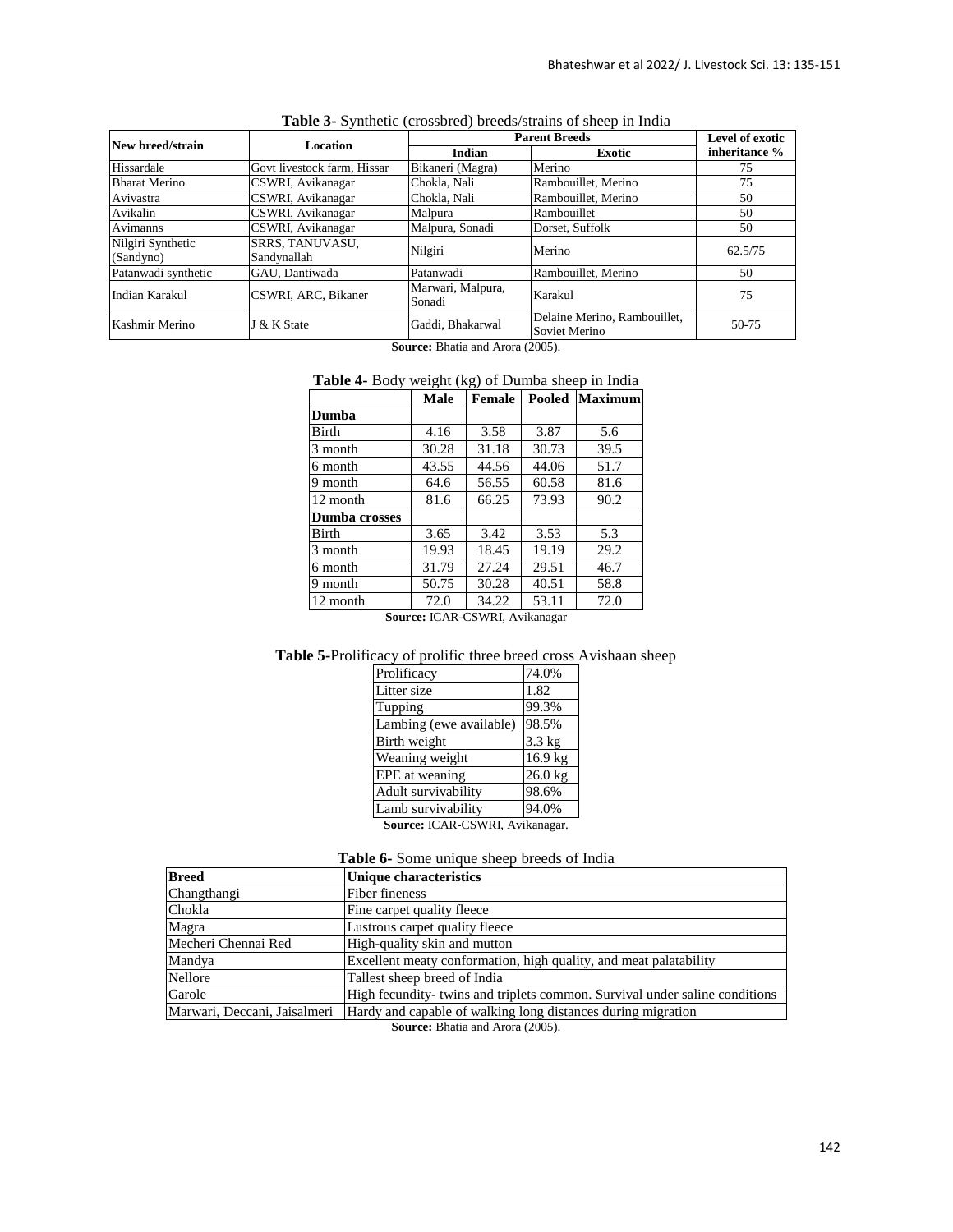**Table 3-** Synthetic (crossbred) breeds/strains of sheep in India

| New breed/strain | Location | Parent Breeds | | Level of exotic inheritance % |
|---|---|---|---|---|
| | | Indian | Exotic | |
| Hissardale | Govt livestock farm, Hissar | Bikaneri (Magra) | Merino | 75 |
| Bharat Merino | CSWRI, Avikanagar | Chokla, Nali | Rambouillet, Merino | 75 |
| Avivastra | CSWRI, Avikanagar | Chokla, Nali | Rambouillet, Merino | 50 |
| Avikalin | CSWRI, Avikanagar | Malpura | Rambouillet | 50 |
| Avimanns | CSWRI, Avikanagar | Malpura, Sonadi | Dorset, Suffolk | 50 |
| Nilgiri Synthetic (Sandyno) | SRRS, TANUVASU, Sandynallah | Nilgiri | Merino | 62.5/75 |
| Patanwadi synthetic | GAU, Dantiwada | Patanwadi | Rambouillet, Merino | 50 |
| Indian Karakul | CSWRI, ARC, Bikaner | Marwari, Malpura, Sonadi | Karakul | 75 |
| Kashmir Merino | J & K State | Gaddi, Bhakarwal | Delaine Merino, Rambouillet, Soviet Merino | 50-75 |

**Source:** Bhatia and Arora (2005).

**Table 4-** Body weight (kg) of Dumba sheep in India

| | Male | Female | Pooled | Maximum |
|---|---|---|---|---|
| **Dumba** | | | | |
| Birth | 4.16 | 3.58 | 3.87 | 5.6 |
| 3 month | 30.28 | 31.18 | 30.73 | 39.5 |
| 6 month | 43.55 | 44.56 | 44.06 | 51.7 |
| 9 month | 64.6 | 56.55 | 60.58 | 81.6 |
| 12 month | 81.6 | 66.25 | 73.93 | 90.2 |
| **Dumba crosses** | | | | |
| Birth | 3.65 | 3.42 | 3.53 | 5.3 |
| 3 month | 19.93 | 18.45 | 19.19 | 29.2 |
| 6 month | 31.79 | 27.24 | 29.51 | 46.7 |
| 9 month | 50.75 | 30.28 | 40.51 | 58.8 |
| 12 month | 72.0 | 34.22 | 53.11 | 72.0 |

**Source:** ICAR-CSWRI, Avikanagar

**Table 5-**Prolificacy of prolific three breed cross Avishaan sheep

| | |
|---|---|
| Prolificacy | 74.0% |
| Litter size | 1.82 |
| Tupping | 99.3% |
| Lambing (ewe available) | 98.5% |
| Birth weight | 3.3 kg |
| Weaning weight | 16.9 kg |
| EPE at weaning | 26.0 kg |
| Adult survivability | 98.6% |
| Lamb survivability | 94.0% |

**Source:** ICAR-CSWRI, Avikanagar.

**Table 6-** Some unique sheep breeds of India

| Breed | Unique characteristics |
|---|---|
| Changthangi | Fiber fineness |
| Chokla | Fine carpet quality fleece |
| Magra | Lustrous carpet quality fleece |
| Mecheri Chennai Red | High-quality skin and mutton |
| Mandya | Excellent meaty conformation, high quality, and meat palatability |
| Nellore | Tallest sheep breed of India |
| Garole | High fecundity- twins and triplets common. Survival under saline conditions |
| Marwari, Deccani, Jaisalmeri | Hardy and capable of walking long distances during migration |

**Source:** Bhatia and Arora (2005).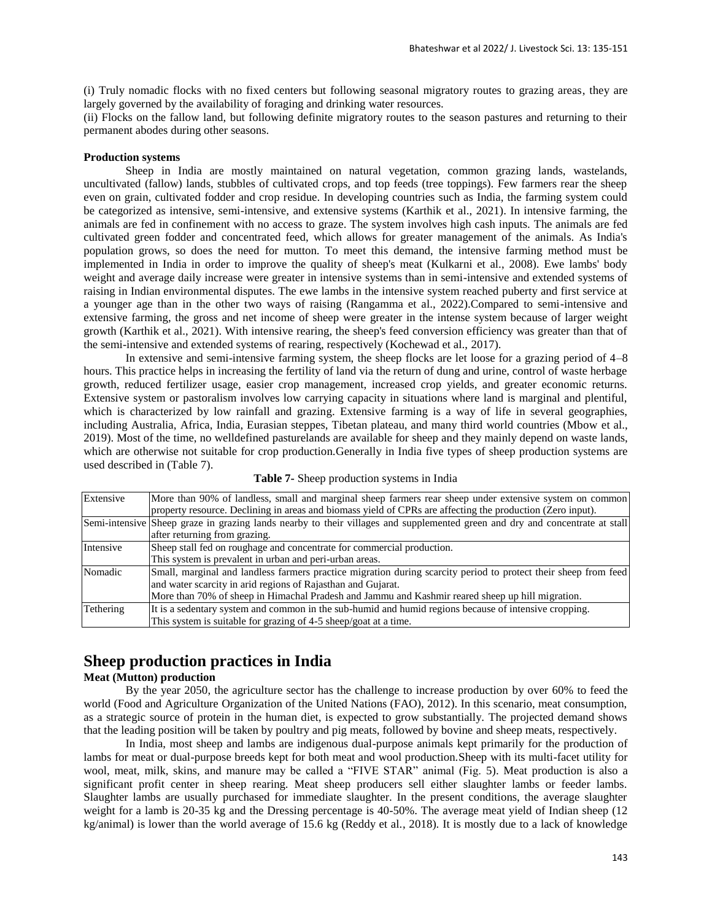(i) Truly nomadic flocks with no fixed centers but following seasonal migratory routes to grazing areas, they are largely governed by the availability of foraging and drinking water resources.

(ii) Flocks on the fallow land, but following definite migratory routes to the season pastures and returning to their permanent abodes during other seasons.

**Production systems**

Sheep in India are mostly maintained on natural vegetation, common grazing lands, wastelands, uncultivated (fallow) lands, stubbles of cultivated crops, and top feeds (tree toppings). Few farmers rear the sheep even on grain, cultivated fodder and crop residue. In developing countries such as India, the farming system could be categorized as intensive, semi-intensive, and extensive systems (Karthik et al., 2021). In intensive farming, the animals are fed in confinement with no access to graze. The system involves high cash inputs. The animals are fed cultivated green fodder and concentrated feed, which allows for greater management of the animals. As India's population grows, so does the need for mutton. To meet this demand, the intensive farming method must be implemented in India in order to improve the quality of sheep's meat (Kulkarni et al., 2008). Ewe lambs' body weight and average daily increase were greater in intensive systems than in semi-intensive and extended systems of raising in Indian environmental disputes. The ewe lambs in the intensive system reached puberty and first service at a younger age than in the other two ways of raising (Rangamma et al., 2022).Compared to semi-intensive and extensive farming, the gross and net income of sheep were greater in the intense system because of larger weight growth (Karthik et al., 2021). With intensive rearing, the sheep's feed conversion efficiency was greater than that of the semi-intensive and extended systems of rearing, respectively (Kochewad et al., 2017).

In extensive and semi-intensive farming system, the sheep flocks are let loose for a grazing period of 4–8 hours. This practice helps in increasing the fertility of land via the return of dung and urine, control of waste herbage growth, reduced fertilizer usage, easier crop management, increased crop yields, and greater economic returns. Extensive system or pastoralism involves low carrying capacity in situations where land is marginal and plentiful, which is characterized by low rainfall and grazing. Extensive farming is a way of life in several geographies, including Australia, Africa, India, Eurasian steppes, Tibetan plateau, and many third world countries (Mbow et al., 2019). Most of the time, no welldefined pasturelands are available for sheep and they mainly depend on waste lands, which are otherwise not suitable for crop production.Generally in India five types of sheep production systems are used described in (Table 7).

**Table 7-** Sheep production systems in India

| | |
|---|---|
| Extensive | More than 90% of landless, small and marginal sheep farmers rear sheep under extensive system on common property resource. Declining in areas and biomass yield of CPRs are affecting the production (Zero input). |
| Semi-intensive | Sheep graze in grazing lands nearby to their villages and supplemented green and dry and concentrate at stall after returning from grazing. |
| Intensive | Sheep stall fed on roughage and concentrate for commercial production.<br>This system is prevalent in urban and peri-urban areas. |
| Nomadic | Small, marginal and landless farmers practice migration during scarcity period to protect their sheep from feed and water scarcity in arid regions of Rajasthan and Gujarat.<br>More than 70% of sheep in Himachal Pradesh and Jammu and Kashmir reared sheep up hill migration. |
| Tethering | It is a sedentary system and common in the sub-humid and humid regions because of intensive cropping.<br>This system is suitable for grazing of 4-5 sheep/goat at a time. |

# Sheep production practices in India

**Meat (Mutton) production**

By the year 2050, the agriculture sector has the challenge to increase production by over 60% to feed the world (Food and Agriculture Organization of the United Nations (FAO), 2012). In this scenario, meat consumption, as a strategic source of protein in the human diet, is expected to grow substantially. The projected demand shows that the leading position will be taken by poultry and pig meats, followed by bovine and sheep meats, respectively.

In India, most sheep and lambs are indigenous dual-purpose animals kept primarily for the production of lambs for meat or dual-purpose breeds kept for both meat and wool production.Sheep with its multi-facet utility for wool, meat, milk, skins, and manure may be called a "FIVE STAR" animal (Fig. 5). Meat production is also a significant profit center in sheep rearing. Meat sheep producers sell either slaughter lambs or feeder lambs. Slaughter lambs are usually purchased for immediate slaughter. In the present conditions, the average slaughter weight for a lamb is 20-35 kg and the Dressing percentage is 40-50%. The average meat yield of Indian sheep (12 kg/animal) is lower than the world average of 15.6 kg (Reddy et al., 2018). It is mostly due to a lack of knowledge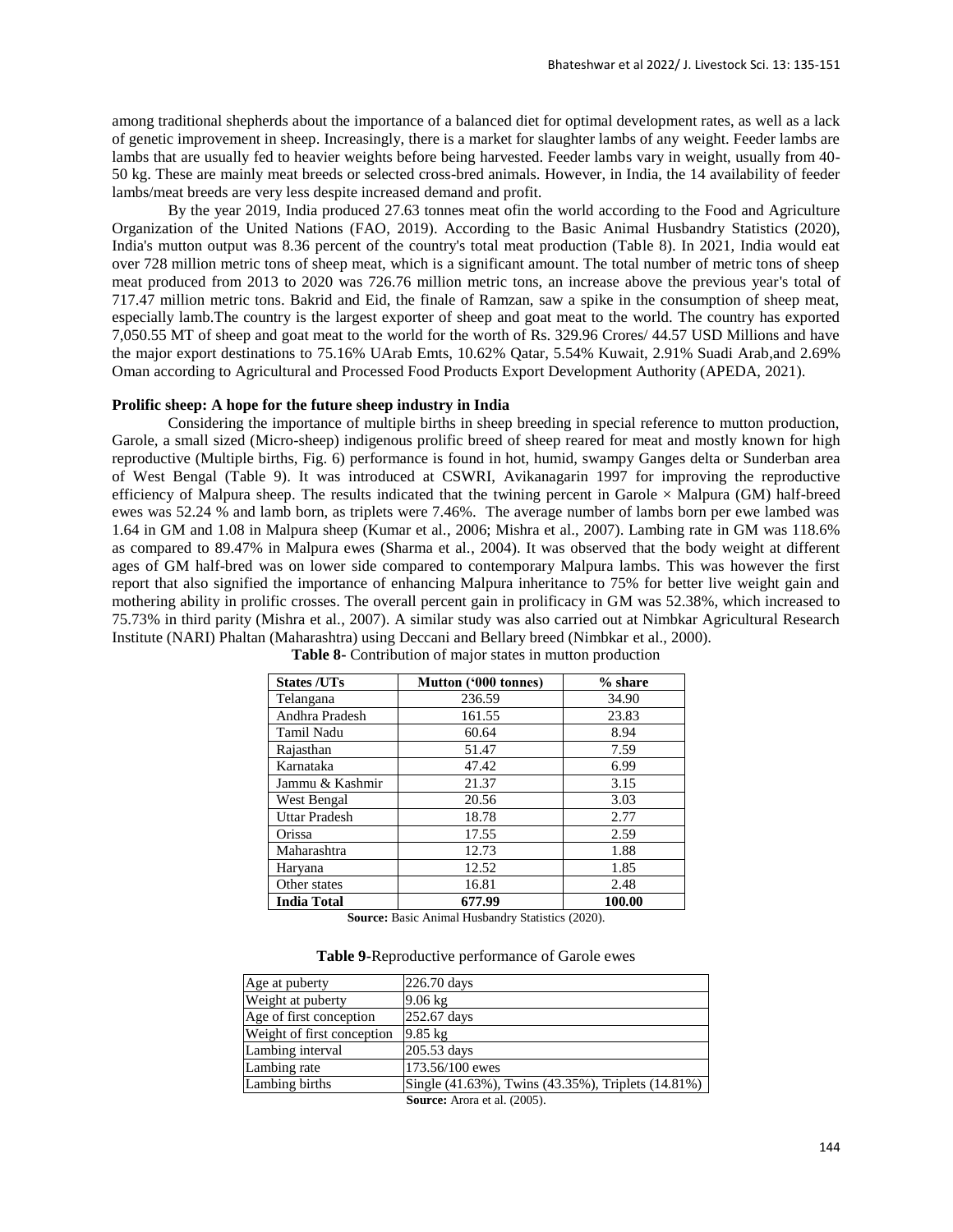among traditional shepherds about the importance of a balanced diet for optimal development rates, as well as a lack of genetic improvement in sheep. Increasingly, there is a market for slaughter lambs of any weight. Feeder lambs are lambs that are usually fed to heavier weights before being harvested. Feeder lambs vary in weight, usually from 40-50 kg. These are mainly meat breeds or selected cross-bred animals. However, in India, the 14 availability of feeder lambs/meat breeds are very less despite increased demand and profit.

By the year 2019, India produced 27.63 tonnes meat ofin the world according to the Food and Agriculture Organization of the United Nations (FAO, 2019). According to the Basic Animal Husbandry Statistics (2020), India's mutton output was 8.36 percent of the country's total meat production (Table 8). In 2021, India would eat over 728 million metric tons of sheep meat, which is a significant amount. The total number of metric tons of sheep meat produced from 2013 to 2020 was 726.76 million metric tons, an increase above the previous year's total of 717.47 million metric tons. Bakrid and Eid, the finale of Ramzan, saw a spike in the consumption of sheep meat, especially lamb.The country is the largest exporter of sheep and goat meat to the world. The country has exported 7,050.55 MT of sheep and goat meat to the world for the worth of Rs. 329.96 Crores/ 44.57 USD Millions and have the major export destinations to 75.16% UArab Emts, 10.62% Qatar, 5.54% Kuwait, 2.91% Suadi Arab,and 2.69% Oman according to Agricultural and Processed Food Products Export Development Authority (APEDA, 2021).

**Prolific sheep: A hope for the future sheep industry in India**

Considering the importance of multiple births in sheep breeding in special reference to mutton production, Garole, a small sized (Micro-sheep) indigenous prolific breed of sheep reared for meat and mostly known for high reproductive (Multiple births, Fig. 6) performance is found in hot, humid, swampy Ganges delta or Sunderban area of West Bengal (Table 9). It was introduced at CSWRI, Avikanagarin 1997 for improving the reproductive efficiency of Malpura sheep. The results indicated that the twining percent in Garole × Malpura (GM) half-breed ewes was 52.24 % and lamb born, as triplets were 7.46%. The average number of lambs born per ewe lambed was 1.64 in GM and 1.08 in Malpura sheep (Kumar et al., 2006; Mishra et al., 2007). Lambing rate in GM was 118.6% as compared to 89.47% in Malpura ewes (Sharma et al., 2004). It was observed that the body weight at different ages of GM half-bred was on lower side compared to contemporary Malpura lambs. This was however the first report that also signified the importance of enhancing Malpura inheritance to 75% for better live weight gain and mothering ability in prolific crosses. The overall percent gain in prolificacy in GM was 52.38%, which increased to 75.73% in third parity (Mishra et al., 2007). A similar study was also carried out at Nimbkar Agricultural Research Institute (NARI) Phaltan (Maharashtra) using Deccani and Bellary breed (Nimbkar et al., 2000).

**Table 8-** Contribution of major states in mutton production

| States /UTs | Mutton ('000 tonnes) | % share |
|---|---|---|
| Telangana | 236.59 | 34.90 |
| Andhra Pradesh | 161.55 | 23.83 |
| Tamil Nadu | 60.64 | 8.94 |
| Rajasthan | 51.47 | 7.59 |
| Karnataka | 47.42 | 6.99 |
| Jammu & Kashmir | 21.37 | 3.15 |
| West Bengal | 20.56 | 3.03 |
| Uttar Pradesh | 18.78 | 2.77 |
| Orissa | 17.55 | 2.59 |
| Maharashtra | 12.73 | 1.88 |
| Haryana | 12.52 | 1.85 |
| Other states | 16.81 | 2.48 |
| **India Total** | **677.99** | **100.00** |

**Source:** Basic Animal Husbandry Statistics (2020).

**Table 9-**Reproductive performance of Garole ewes

| | |
|---|---|
| Age at puberty | 226.70 days |
| Weight at puberty | 9.06 kg |
| Age of first conception | 252.67 days |
| Weight of first conception | 9.85 kg |
| Lambing interval | 205.53 days |
| Lambing rate | 173.56/100 ewes |
| Lambing births | Single (41.63%), Twins (43.35%), Triplets (14.81%) |

**Source:** Arora et al. (2005).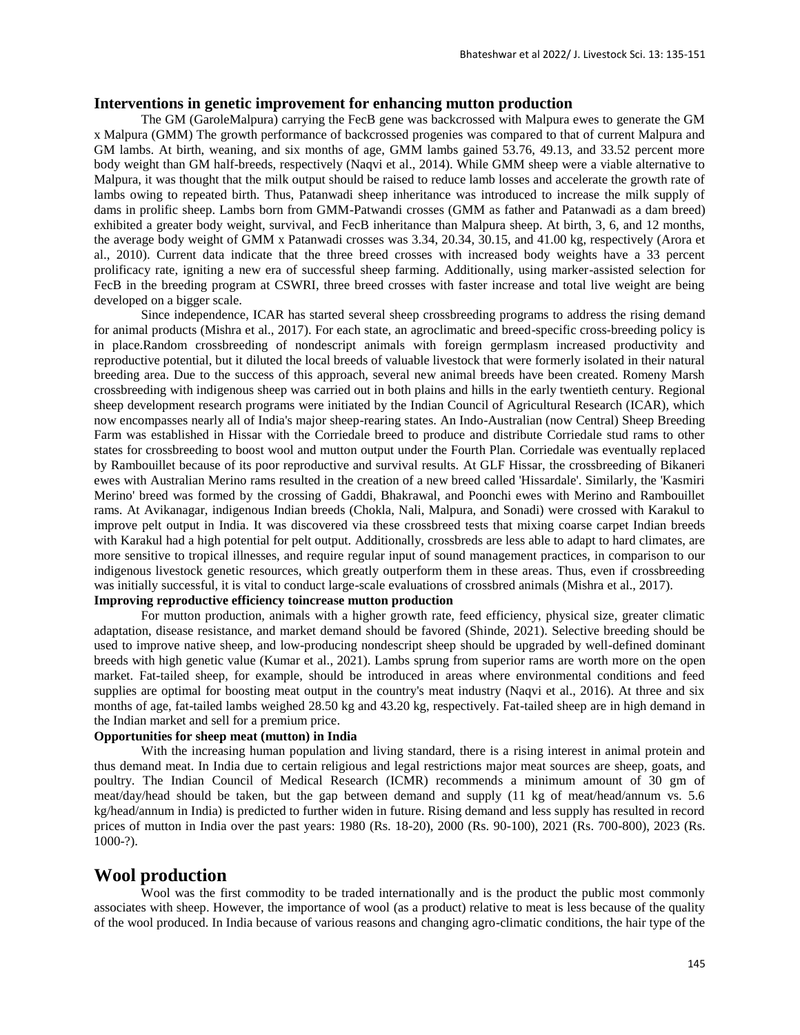### Interventions in genetic improvement for enhancing mutton production

The GM (GaroleMalpura) carrying the FecB gene was backcrossed with Malpura ewes to generate the GM x Malpura (GMM) The growth performance of backcrossed progenies was compared to that of current Malpura and GM lambs. At birth, weaning, and six months of age, GMM lambs gained 53.76, 49.13, and 33.52 percent more body weight than GM half-breeds, respectively (Naqvi et al., 2014). While GMM sheep were a viable alternative to Malpura, it was thought that the milk output should be raised to reduce lamb losses and accelerate the growth rate of lambs owing to repeated birth. Thus, Patanwadi sheep inheritance was introduced to increase the milk supply of dams in prolific sheep. Lambs born from GMM-Patwandi crosses (GMM as father and Patanwadi as a dam breed) exhibited a greater body weight, survival, and FecB inheritance than Malpura sheep. At birth, 3, 6, and 12 months, the average body weight of GMM x Patanwadi crosses was 3.34, 20.34, 30.15, and 41.00 kg, respectively (Arora et al., 2010). Current data indicate that the three breed crosses with increased body weights have a 33 percent prolificacy rate, igniting a new era of successful sheep farming. Additionally, using marker-assisted selection for FecB in the breeding program at CSWRI, three breed crosses with faster increase and total live weight are being developed on a bigger scale.

Since independence, ICAR has started several sheep crossbreeding programs to address the rising demand for animal products (Mishra et al., 2017). For each state, an agroclimatic and breed-specific cross-breeding policy is in place.Random crossbreeding of nondescript animals with foreign germplasm increased productivity and reproductive potential, but it diluted the local breeds of valuable livestock that were formerly isolated in their natural breeding area. Due to the success of this approach, several new animal breeds have been created. Romeny Marsh crossbreeding with indigenous sheep was carried out in both plains and hills in the early twentieth century. Regional sheep development research programs were initiated by the Indian Council of Agricultural Research (ICAR), which now encompasses nearly all of India's major sheep-rearing states. An Indo-Australian (now Central) Sheep Breeding Farm was established in Hissar with the Corriedale breed to produce and distribute Corriedale stud rams to other states for crossbreeding to boost wool and mutton output under the Fourth Plan. Corriedale was eventually replaced by Rambouillet because of its poor reproductive and survival results. At GLF Hissar, the crossbreeding of Bikaneri ewes with Australian Merino rams resulted in the creation of a new breed called 'Hissardale'. Similarly, the 'Kasmiri Merino' breed was formed by the crossing of Gaddi, Bhakrawal, and Poonchi ewes with Merino and Rambouillet rams. At Avikanagar, indigenous Indian breeds (Chokla, Nali, Malpura, and Sonadi) were crossed with Karakul to improve pelt output in India. It was discovered via these crossbreed tests that mixing coarse carpet Indian breeds with Karakul had a high potential for pelt output. Additionally, crossbreds are less able to adapt to hard climates, are more sensitive to tropical illnesses, and require regular input of sound management practices, in comparison to our indigenous livestock genetic resources, which greatly outperform them in these areas. Thus, even if crossbreeding was initially successful, it is vital to conduct large-scale evaluations of crossbred animals (Mishra et al., 2017).

### Improving reproductive efficiency toincrease mutton production

For mutton production, animals with a higher growth rate, feed efficiency, physical size, greater climatic adaptation, disease resistance, and market demand should be favored (Shinde, 2021). Selective breeding should be used to improve native sheep, and low-producing nondescript sheep should be upgraded by well-defined dominant breeds with high genetic value (Kumar et al., 2021). Lambs sprung from superior rams are worth more on the open market. Fat-tailed sheep, for example, should be introduced in areas where environmental conditions and feed supplies are optimal for boosting meat output in the country's meat industry (Naqvi et al., 2016). At three and six months of age, fat-tailed lambs weighed 28.50 kg and 43.20 kg, respectively. Fat-tailed sheep are in high demand in the Indian market and sell for a premium price.

### Opportunities for sheep meat (mutton) in India

With the increasing human population and living standard, there is a rising interest in animal protein and thus demand meat. In India due to certain religious and legal restrictions major meat sources are sheep, goats, and poultry. The Indian Council of Medical Research (ICMR) recommends a minimum amount of 30 gm of meat/day/head should be taken, but the gap between demand and supply (11 kg of meat/head/annum vs. 5.6 kg/head/annum in India) is predicted to further widen in future. Rising demand and less supply has resulted in record prices of mutton in India over the past years: 1980 (Rs. 18-20), 2000 (Rs. 90-100), 2021 (Rs. 700-800), 2023 (Rs. 1000-?).

## Wool production

Wool was the first commodity to be traded internationally and is the product the public most commonly associates with sheep. However, the importance of wool (as a product) relative to meat is less because of the quality of the wool produced. In India because of various reasons and changing agro-climatic conditions, the hair type of the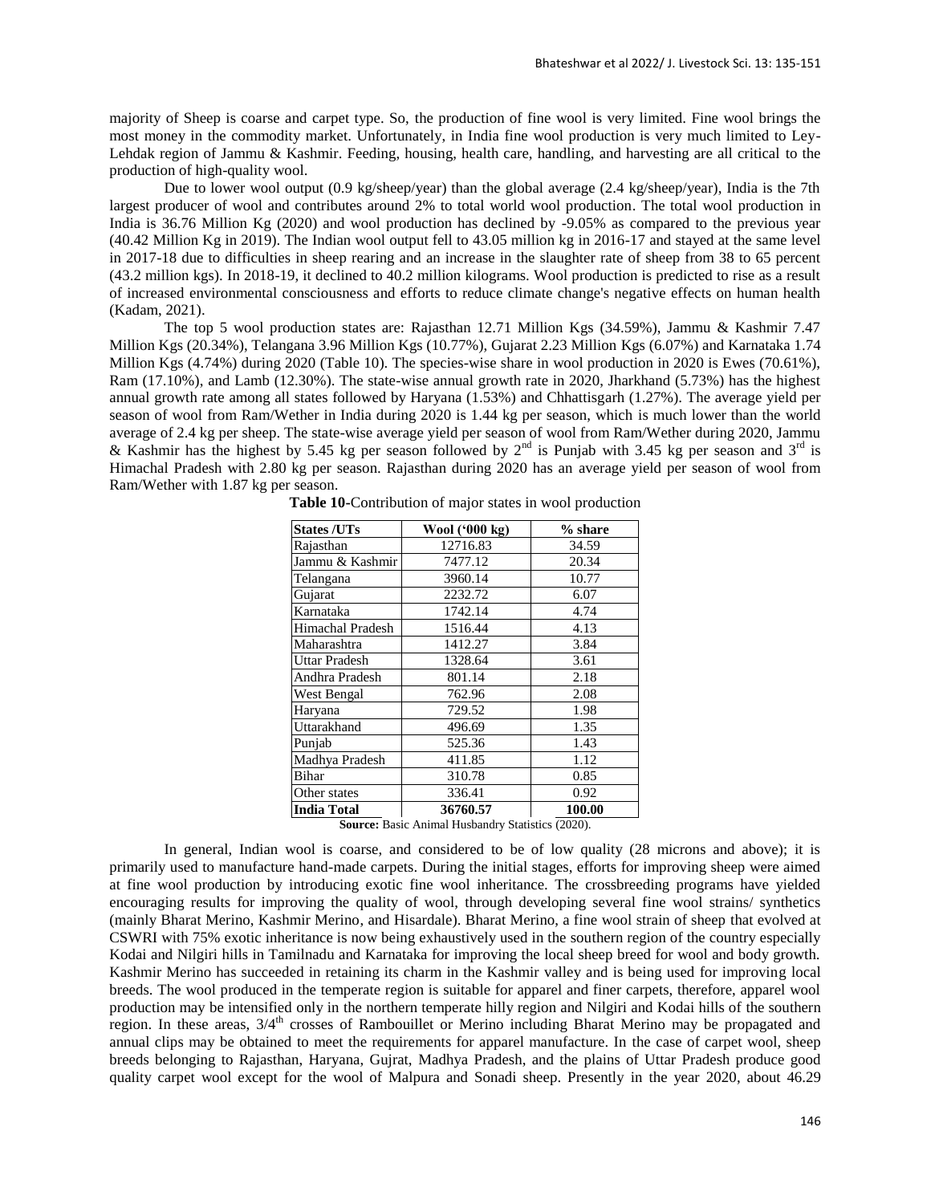majority of Sheep is coarse and carpet type. So, the production of fine wool is very limited. Fine wool brings the most money in the commodity market. Unfortunately, in India fine wool production is very much limited to Ley-Lehdak region of Jammu & Kashmir. Feeding, housing, health care, handling, and harvesting are all critical to the production of high-quality wool.

Due to lower wool output (0.9 kg/sheep/year) than the global average (2.4 kg/sheep/year), India is the 7th largest producer of wool and contributes around 2% to total world wool production. The total wool production in India is 36.76 Million Kg (2020) and wool production has declined by -9.05% as compared to the previous year (40.42 Million Kg in 2019). The Indian wool output fell to 43.05 million kg in 2016-17 and stayed at the same level in 2017-18 due to difficulties in sheep rearing and an increase in the slaughter rate of sheep from 38 to 65 percent (43.2 million kgs). In 2018-19, it declined to 40.2 million kilograms. Wool production is predicted to rise as a result of increased environmental consciousness and efforts to reduce climate change's negative effects on human health (Kadam, 2021).

The top 5 wool production states are: Rajasthan 12.71 Million Kgs (34.59%), Jammu & Kashmir 7.47 Million Kgs (20.34%), Telangana 3.96 Million Kgs (10.77%), Gujarat 2.23 Million Kgs (6.07%) and Karnataka 1.74 Million Kgs (4.74%) during 2020 (Table 10). The species-wise share in wool production in 2020 is Ewes (70.61%), Ram (17.10%), and Lamb (12.30%). The state-wise annual growth rate in 2020, Jharkhand (5.73%) has the highest annual growth rate among all states followed by Haryana (1.53%) and Chhattisgarh (1.27%). The average yield per season of wool from Ram/Wether in India during 2020 is 1.44 kg per season, which is much lower than the world average of 2.4 kg per sheep. The state-wise average yield per season of wool from Ram/Wether during 2020, Jammu & Kashmir has the highest by 5.45 kg per season followed by 2nd is Punjab with 3.45 kg per season and 3rd is Himachal Pradesh with 2.80 kg per season. Rajasthan during 2020 has an average yield per season of wool from Ram/Wether with 1.87 kg per season.

**Table 10-**Contribution of major states in wool production

| States /UTs | Wool ('000 kg) | % share |
|---|---|---|
| Rajasthan | 12716.83 | 34.59 |
| Jammu & Kashmir | 7477.12 | 20.34 |
| Telangana | 3960.14 | 10.77 |
| Gujarat | 2232.72 | 6.07 |
| Karnataka | 1742.14 | 4.74 |
| Himachal Pradesh | 1516.44 | 4.13 |
| Maharashtra | 1412.27 | 3.84 |
| Uttar Pradesh | 1328.64 | 3.61 |
| Andhra Pradesh | 801.14 | 2.18 |
| West Bengal | 762.96 | 2.08 |
| Haryana | 729.52 | 1.98 |
| Uttarakhand | 496.69 | 1.35 |
| Punjab | 525.36 | 1.43 |
| Madhya Pradesh | 411.85 | 1.12 |
| Bihar | 310.78 | 0.85 |
| Other states | 336.41 | 0.92 |
| **India Total** | **36760.57** | **100.00** |

**Source:** Basic Animal Husbandry Statistics (2020).

In general, Indian wool is coarse, and considered to be of low quality (28 microns and above); it is primarily used to manufacture hand-made carpets. During the initial stages, efforts for improving sheep were aimed at fine wool production by introducing exotic fine wool inheritance. The crossbreeding programs have yielded encouraging results for improving the quality of wool, through developing several fine wool strains/ synthetics (mainly Bharat Merino, Kashmir Merino, and Hisardale). Bharat Merino, a fine wool strain of sheep that evolved at CSWRI with 75% exotic inheritance is now being exhaustively used in the southern region of the country especially Kodai and Nilgiri hills in Tamilnadu and Karnataka for improving the local sheep breed for wool and body growth. Kashmir Merino has succeeded in retaining its charm in the Kashmir valley and is being used for improving local breeds. The wool produced in the temperate region is suitable for apparel and finer carpets, therefore, apparel wool production may be intensified only in the northern temperate hilly region and Nilgiri and Kodai hills of the southern region. In these areas, 3/4th crosses of Rambouillet or Merino including Bharat Merino may be propagated and annual clips may be obtained to meet the requirements for apparel manufacture. In the case of carpet wool, sheep breeds belonging to Rajasthan, Haryana, Gujrat, Madhya Pradesh, and the plains of Uttar Pradesh produce good quality carpet wool except for the wool of Malpura and Sonadi sheep. Presently in the year 2020, about 46.29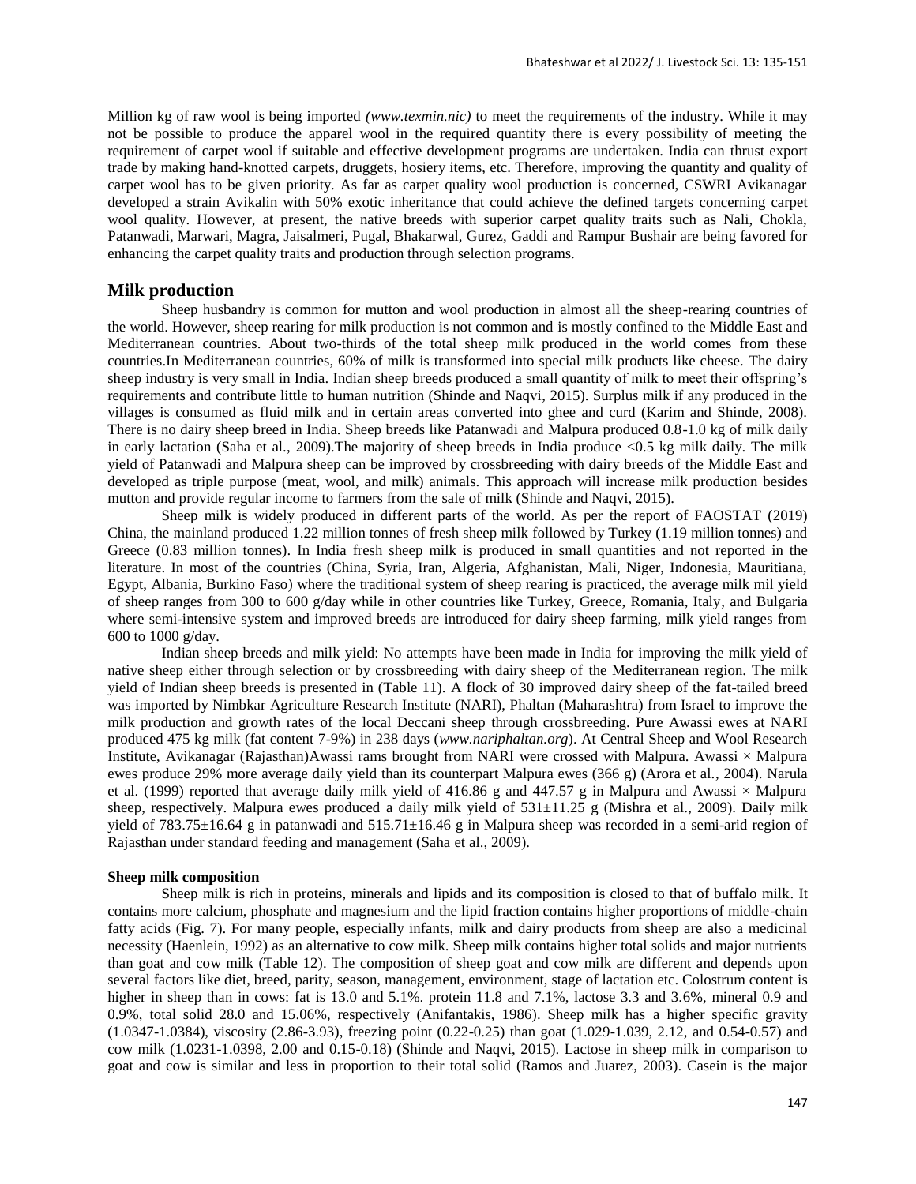Million kg of raw wool is being imported *(www.texmin.nic)* to meet the requirements of the industry. While it may not be possible to produce the apparel wool in the required quantity there is every possibility of meeting the requirement of carpet wool if suitable and effective development programs are undertaken. India can thrust export trade by making hand-knotted carpets, druggets, hosiery items, etc. Therefore, improving the quantity and quality of carpet wool has to be given priority. As far as carpet quality wool production is concerned, CSWRI Avikanagar developed a strain Avikalin with 50% exotic inheritance that could achieve the defined targets concerning carpet wool quality. However, at present, the native breeds with superior carpet quality traits such as Nali, Chokla, Patanwadi, Marwari, Magra, Jaisalmeri, Pugal, Bhakarwal, Gurez, Gaddi and Rampur Bushair are being favored for enhancing the carpet quality traits and production through selection programs.

## Milk production

Sheep husbandry is common for mutton and wool production in almost all the sheep-rearing countries of the world. However, sheep rearing for milk production is not common and is mostly confined to the Middle East and Mediterranean countries. About two-thirds of the total sheep milk produced in the world comes from these countries.In Mediterranean countries, 60% of milk is transformed into special milk products like cheese. The dairy sheep industry is very small in India. Indian sheep breeds produced a small quantity of milk to meet their offspring's requirements and contribute little to human nutrition (Shinde and Naqvi, 2015). Surplus milk if any produced in the villages is consumed as fluid milk and in certain areas converted into ghee and curd (Karim and Shinde, 2008). There is no dairy sheep breed in India. Sheep breeds like Patanwadi and Malpura produced 0.8-1.0 kg of milk daily in early lactation (Saha et al., 2009).The majority of sheep breeds in India produce <0.5 kg milk daily. The milk yield of Patanwadi and Malpura sheep can be improved by crossbreeding with dairy breeds of the Middle East and developed as triple purpose (meat, wool, and milk) animals. This approach will increase milk production besides mutton and provide regular income to farmers from the sale of milk (Shinde and Naqvi, 2015).

Sheep milk is widely produced in different parts of the world. As per the report of FAOSTAT (2019) China, the mainland produced 1.22 million tonnes of fresh sheep milk followed by Turkey (1.19 million tonnes) and Greece (0.83 million tonnes). In India fresh sheep milk is produced in small quantities and not reported in the literature. In most of the countries (China, Syria, Iran, Algeria, Afghanistan, Mali, Niger, Indonesia, Mauritiana, Egypt, Albania, Burkino Faso) where the traditional system of sheep rearing is practiced, the average milk mil yield of sheep ranges from 300 to 600 g/day while in other countries like Turkey, Greece, Romania, Italy, and Bulgaria where semi-intensive system and improved breeds are introduced for dairy sheep farming, milk yield ranges from 600 to 1000 g/day.

Indian sheep breeds and milk yield: No attempts have been made in India for improving the milk yield of native sheep either through selection or by crossbreeding with dairy sheep of the Mediterranean region. The milk yield of Indian sheep breeds is presented in (Table 11). A flock of 30 improved dairy sheep of the fat-tailed breed was imported by Nimbkar Agriculture Research Institute (NARI), Phaltan (Maharashtra) from Israel to improve the milk production and growth rates of the local Deccani sheep through crossbreeding. Pure Awassi ewes at NARI produced 475 kg milk (fat content 7-9%) in 238 days (*www.nariphaltan.org*). At Central Sheep and Wool Research Institute, Avikanagar (Rajasthan)Awassi rams brought from NARI were crossed with Malpura. Awassi × Malpura ewes produce 29% more average daily yield than its counterpart Malpura ewes (366 g) (Arora et al., 2004). Narula et al. (1999) reported that average daily milk yield of 416.86 g and 447.57 g in Malpura and Awassi × Malpura sheep, respectively. Malpura ewes produced a daily milk yield of 531±11.25 g (Mishra et al., 2009). Daily milk yield of 783.75±16.64 g in patanwadi and 515.71±16.46 g in Malpura sheep was recorded in a semi-arid region of Rajasthan under standard feeding and management (Saha et al., 2009).

#### Sheep milk composition

Sheep milk is rich in proteins, minerals and lipids and its composition is closed to that of buffalo milk. It contains more calcium, phosphate and magnesium and the lipid fraction contains higher proportions of middle-chain fatty acids (Fig. 7). For many people, especially infants, milk and dairy products from sheep are also a medicinal necessity (Haenlein, 1992) as an alternative to cow milk. Sheep milk contains higher total solids and major nutrients than goat and cow milk (Table 12). The composition of sheep goat and cow milk are different and depends upon several factors like diet, breed, parity, season, management, environment, stage of lactation etc. Colostrum content is higher in sheep than in cows: fat is 13.0 and 5.1%. protein 11.8 and 7.1%, lactose 3.3 and 3.6%, mineral 0.9 and 0.9%, total solid 28.0 and 15.06%, respectively (Anifantakis, 1986). Sheep milk has a higher specific gravity (1.0347-1.0384), viscosity (2.86-3.93), freezing point (0.22-0.25) than goat (1.029-1.039, 2.12, and 0.54-0.57) and cow milk (1.0231-1.0398, 2.00 and 0.15-0.18) (Shinde and Naqvi, 2015). Lactose in sheep milk in comparison to goat and cow is similar and less in proportion to their total solid (Ramos and Juarez, 2003). Casein is the major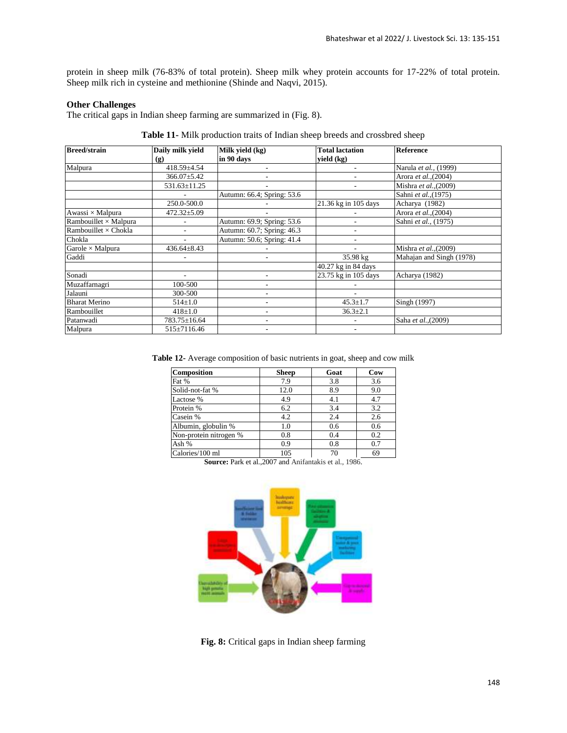protein in sheep milk (76-83% of total protein). Sheep milk whey protein accounts for 17-22% of total protein. Sheep milk rich in cysteine and methionine (Shinde and Naqvi, 2015).

**Other Challenges**

The critical gaps in Indian sheep farming are summarized in (Fig. 8).

**Table 11-** Milk production traits of Indian sheep breeds and crossbred sheep

| Breed/strain | Daily milk yield (g) | Milk yield (kg) in 90 days | Total lactation yield (kg) | Reference |
|---|---|---|---|---|
| Malpura | 418.59±4.54 | - | - | Narula *et al.,* (1999) |
| | 366.07±5.42 | - | - | Arora *et al.,*(2004) |
| | 531.63±11.25 | - | - | Mishra *et al.,*(2009) |
| | - | Autumn: 66.4; Spring: 53.6 | | Sahni *et al.,*(1975) |
| | 250.0-500.0 | - | 21.36 kg in 105 days | Acharya (1982) |
| Awassi × Malpura | 472.32±5.09 | - | - | Arora *et al.,*(2004) |
| Rambouillet × Malpura | - | Autumn: 69.9; Spring: 53.6 | - | Sahni *et al.,* (1975) |
| Rambouillet × Chokla | - | Autumn: 60.7; Spring: 46.3 | - | |
| Chokla | - | Autumn: 50.6; Spring: 41.4 | - | |
| Garole × Malpura | 436.64±8.43 | - | - | Mishra *et al.,*(2009) |
| Gaddi | - | - | 35.98 kg | Mahajan and Singh (1978) |
| | | | 40.27 kg in 84 days | |
| Sonadi | - | - | 23.75 kg in 105 days | Acharya (1982) |
| Muzaffarnagri | 100-500 | - | - | |
| Jalauni | 300-500 | - | - | |
| Bharat Merino | 514±1.0 | - | 45.3±1.7 | Singh (1997) |
| Rambouillet | 418±1.0 | - | 36.3±2.1 | |
| Patanwadi | 783.75±16.64 | - | - | Saha *et al.,*(2009) |
| Malpura | 515±7116.46 | - | - | |

**Table 12-** Average composition of basic nutrients in goat, sheep and cow milk

| Composition | Sheep | Goat | Cow |
|---|---|---|---|
| Fat % | 7.9 | 3.8 | 3.6 |
| Solid-not-fat % | 12.0 | 8.9 | 9.0 |
| Lactose % | 4.9 | 4.1 | 4.7 |
| Protein % | 6.2 | 3.4 | 3.2 |
| Casein % | 4.2 | 2.4 | 2.6 |
| Albumin, globulin % | 1.0 | 0.6 | 0.6 |
| Non-protein nitrogen % | 0.8 | 0.4 | 0.2 |
| Ash % | 0.9 | 0.8 | 0.7 |
| Calories/100 ml | 105 | 70 | 69 |

**Source:** Park et al.,2007 and Anifantakis et al., 1986.

**Fig. 8:** Critical gaps in Indian sheep farming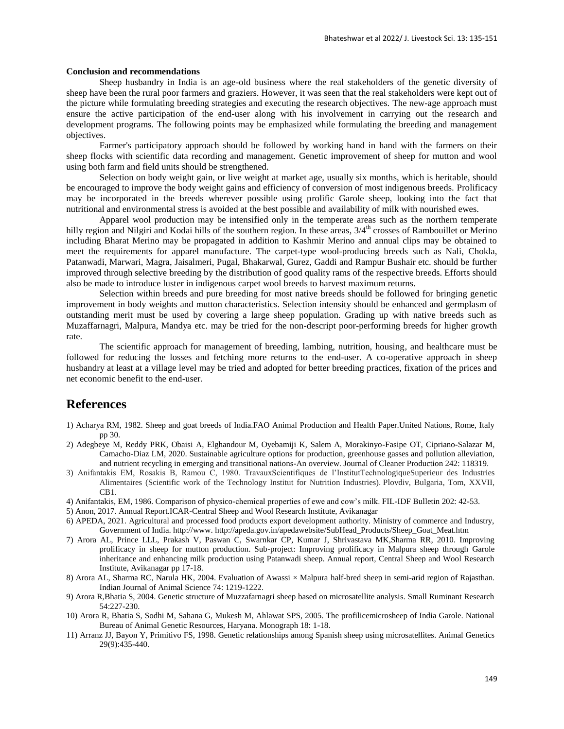**Conclusion and recommendations**

Sheep husbandry in India is an age-old business where the real stakeholders of the genetic diversity of sheep have been the rural poor farmers and graziers. However, it was seen that the real stakeholders were kept out of the picture while formulating breeding strategies and executing the research objectives. The new-age approach must ensure the active participation of the end-user along with his involvement in carrying out the research and development programs. The following points may be emphasized while formulating the breeding and management objectives.

Farmer's participatory approach should be followed by working hand in hand with the farmers on their sheep flocks with scientific data recording and management. Genetic improvement of sheep for mutton and wool using both farm and field units should be strengthened.

Selection on body weight gain, or live weight at market age, usually six months, which is heritable, should be encouraged to improve the body weight gains and efficiency of conversion of most indigenous breeds. Prolificacy may be incorporated in the breeds wherever possible using prolific Garole sheep, looking into the fact that nutritional and environmental stress is avoided at the best possible and availability of milk with nourished ewes.

Apparel wool production may be intensified only in the temperate areas such as the northern temperate hilly region and Nilgiri and Kodai hills of the southern region. In these areas, 3/4[th] crosses of Rambouillet or Merino including Bharat Merino may be propagated in addition to Kashmir Merino and annual clips may be obtained to meet the requirements for apparel manufacture. The carpet-type wool-producing breeds such as Nali, Chokla, Patanwadi, Marwari, Magra, Jaisalmeri, Pugal, Bhakarwal, Gurez, Gaddi and Rampur Bushair etc. should be further improved through selective breeding by the distribution of good quality rams of the respective breeds. Efforts should also be made to introduce luster in indigenous carpet wool breeds to harvest maximum returns.

Selection within breeds and pure breeding for most native breeds should be followed for bringing genetic improvement in body weights and mutton characteristics. Selection intensity should be enhanced and germplasm of outstanding merit must be used by covering a large sheep population. Grading up with native breeds such as Muzaffarnagri, Malpura, Mandya etc. may be tried for the non-descript poor-performing breeds for higher growth rate.

The scientific approach for management of breeding, lambing, nutrition, housing, and healthcare must be followed for reducing the losses and fetching more returns to the end-user. A co-operative approach in sheep husbandry at least at a village level may be tried and adopted for better breeding practices, fixation of the prices and net economic benefit to the end-user.

# References

1) Acharya RM, 1982. Sheep and goat breeds of India.FAO Animal Production and Health Paper.United Nations, Rome, Italy pp 30.
2) Adegbeye M, Reddy PRK, Obaisi A, Elghandour M, Oyebamiji K, Salem A, Morakinyo-Fasipe OT, Cipriano-Salazar M, Camacho-Diaz LM, 2020. Sustainable agriculture options for production, greenhouse gasses and pollution alleviation, and nutrient recycling in emerging and transitional nations-An overview. Journal of Cleaner Production 242: 118319.
3) Anifantakis EM, Rosakis B, Ramou C, 1980. TravauxScientifiques de l'InstitutTechnologiqueSuperieur des Industries Alimentaires (Scientific work of the Technology Institut for Nutrition Industries). Plovdiv, Bulgaria, Tom, XXVII, CB1.
4) Anifantakis, EM, 1986. Comparison of physico-chemical properties of ewe and cow's milk. FIL-IDF Bulletin 202: 42-53.
5) Anon, 2017. Annual Report.ICAR-Central Sheep and Wool Research Institute, Avikanagar
6) APEDA, 2021. Agricultural and processed food products export development authority. Ministry of commerce and Industry, Government of India. http://www. http://apeda.gov.in/apedawebsite/SubHead_Products/Sheep_Goat_Meat.htm
7) Arora AL, Prince LLL, Prakash V, Paswan C, Swarnkar CP, Kumar J, Shrivastava MK,Sharma RR, 2010. Improving prolificacy in sheep for mutton production. Sub-project: Improving prolificacy in Malpura sheep through Garole inheritance and enhancing milk production using Patanwadi sheep. Annual report, Central Sheep and Wool Research Institute, Avikanagar pp 17-18.
8) Arora AL, Sharma RC, Narula HK, 2004. Evaluation of Awassi × Malpura half-bred sheep in semi-arid region of Rajasthan. Indian Journal of Animal Science 74: 1219-1222.
9) Arora R,Bhatia S, 2004. Genetic structure of Muzzafarnagri sheep based on microsatellite analysis. Small Ruminant Research 54:227-230.
10) Arora R, Bhatia S, Sodhi M, Sahana G, Mukesh M, Ahlawat SPS, 2005. The profilicemicrosheep of India Garole. National Bureau of Animal Genetic Resources, Haryana. Monograph 18: 1-18.
11) Arranz JJ, Bayon Y, Primitivo FS, 1998. Genetic relationships among Spanish sheep using microsatellites. Animal Genetics 29(9):435-440.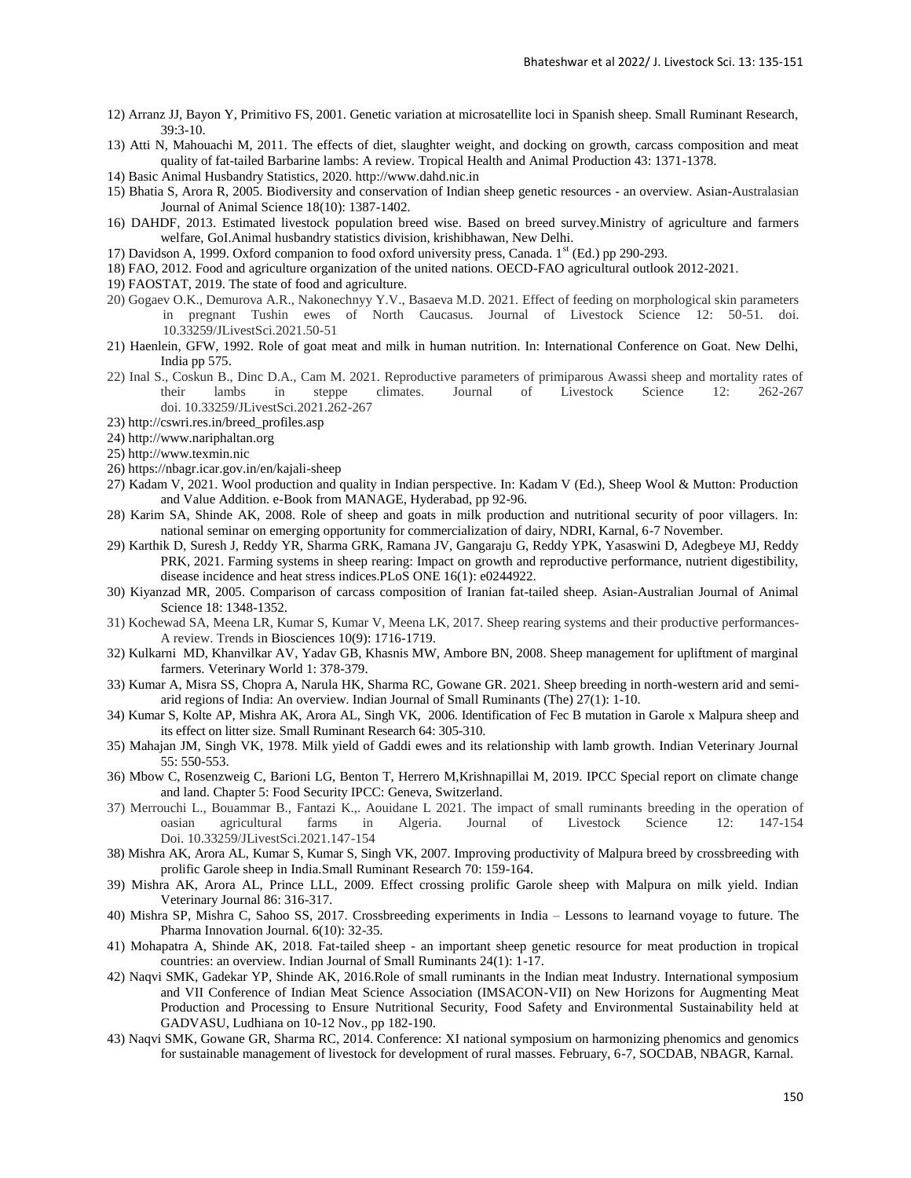12) Arranz JJ, Bayon Y, Primitivo FS, 2001. Genetic variation at microsatellite loci in Spanish sheep. Small Ruminant Research, 39:3-10.

13) Atti N, Mahouachi M, 2011. The effects of diet, slaughter weight, and docking on growth, carcass composition and meat quality of fat-tailed Barbarine lambs: A review. Tropical Health and Animal Production 43: 1371-1378.

14) Basic Animal Husbandry Statistics, 2020. http://www.dahd.nic.in

15) Bhatia S, Arora R, 2005. Biodiversity and conservation of Indian sheep genetic resources - an overview. Asian-Australasian Journal of Animal Science 18(10): 1387-1402.

16) DAHDF, 2013. Estimated livestock population breed wise. Based on breed survey.Ministry of agriculture and farmers welfare, GoI.Animal husbandry statistics division, krishibhawan, New Delhi.

17) Davidson A, 1999. Oxford companion to food oxford university press, Canada. 1st (Ed.) pp 290-293.

18) FAO, 2012. Food and agriculture organization of the united nations. OECD-FAO agricultural outlook 2012-2021.

19) FAOSTAT, 2019. The state of food and agriculture.

20) Gogaev O.K., Demurova A.R., Nakonechnyy Y.V., Basaeva M.D. 2021. Effect of feeding on morphological skin parameters in pregnant Tushin ewes of North Caucasus. Journal of Livestock Science 12: 50-51. doi. 10.33259/JLivestSci.2021.50-51

21) Haenlein, GFW, 1992. Role of goat meat and milk in human nutrition. In: International Conference on Goat. New Delhi, India pp 575.

22) Inal S., Coskun B., Dinc D.A., Cam M. 2021. Reproductive parameters of primiparous Awassi sheep and mortality rates of their lambs in steppe climates. Journal of Livestock Science 12: 262-267 doi. 10.33259/JLivestSci.2021.262-267

23) http://cswri.res.in/breed_profiles.asp

24) http://www.nariphaltan.org

25) http://www.texmin.nic

26) https://nbagr.icar.gov.in/en/kajali-sheep

27) Kadam V, 2021. Wool production and quality in Indian perspective. In: Kadam V (Ed.), Sheep Wool & Mutton: Production and Value Addition. e-Book from MANAGE, Hyderabad, pp 92-96.

28) Karim SA, Shinde AK, 2008. Role of sheep and goats in milk production and nutritional security of poor villagers. In: national seminar on emerging opportunity for commercialization of dairy, NDRI, Karnal, 6-7 November.

29) Karthik D, Suresh J, Reddy YR, Sharma GRK, Ramana JV, Gangaraju G, Reddy YPK, Yasaswini D, Adegbeye MJ, Reddy PRK, 2021. Farming systems in sheep rearing: Impact on growth and reproductive performance, nutrient digestibility, disease incidence and heat stress indices.PLoS ONE 16(1): e0244922.

30) Kiyanzad MR, 2005. Comparison of carcass composition of Iranian fat-tailed sheep. Asian-Australian Journal of Animal Science 18: 1348-1352.

31) Kochewad SA, Meena LR, Kumar S, Kumar V, Meena LK, 2017. Sheep rearing systems and their productive performances- A review. Trends in Biosciences 10(9): 1716-1719.

32) Kulkarni MD, Khanvilkar AV, Yadav GB, Khasnis MW, Ambore BN, 2008. Sheep management for upliftment of marginal farmers. Veterinary World 1: 378-379.

33) Kumar A, Misra SS, Chopra A, Narula HK, Sharma RC, Gowane GR. 2021. Sheep breeding in north-western arid and semi-arid regions of India: An overview. Indian Journal of Small Ruminants (The) 27(1): 1-10.

34) Kumar S, Kolte AP, Mishra AK, Arora AL, Singh VK, 2006. Identification of Fec B mutation in Garole x Malpura sheep and its effect on litter size. Small Ruminant Research 64: 305-310.

35) Mahajan JM, Singh VK, 1978. Milk yield of Gaddi ewes and its relationship with lamb growth. Indian Veterinary Journal 55: 550-553.

36) Mbow C, Rosenzweig C, Barioni LG, Benton T, Herrero M,Krishnapillai M, 2019. IPCC Special report on climate change and land. Chapter 5: Food Security IPCC: Geneva, Switzerland.

37) Merrouchi L., Bouammar B., Fantazi K.,. Aouidane L 2021. The impact of small ruminants breeding in the operation of oasian agricultural farms in Algeria. Journal of Livestock Science 12: 147-154 Doi. 10.33259/JLivestSci.2021.147-154

38) Mishra AK, Arora AL, Kumar S, Kumar S, Singh VK, 2007. Improving productivity of Malpura breed by crossbreeding with prolific Garole sheep in India.Small Ruminant Research 70: 159-164.

39) Mishra AK, Arora AL, Prince LLL, 2009. Effect crossing prolific Garole sheep with Malpura on milk yield. Indian Veterinary Journal 86: 316-317.

40) Mishra SP, Mishra C, Sahoo SS, 2017. Crossbreeding experiments in India – Lessons to learnand voyage to future. The Pharma Innovation Journal. 6(10): 32-35.

41) Mohapatra A, Shinde AK, 2018. Fat-tailed sheep - an important sheep genetic resource for meat production in tropical countries: an overview. Indian Journal of Small Ruminants 24(1): 1-17.

42) Naqvi SMK, Gadekar YP, Shinde AK, 2016.Role of small ruminants in the Indian meat Industry. International symposium and VII Conference of Indian Meat Science Association (IMSACON-VII) on New Horizons for Augmenting Meat Production and Processing to Ensure Nutritional Security, Food Safety and Environmental Sustainability held at GADVASU, Ludhiana on 10-12 Nov., pp 182-190.

43) Naqvi SMK, Gowane GR, Sharma RC, 2014. Conference: XI national symposium on harmonizing phenomics and genomics for sustainable management of livestock for development of rural masses. February, 6-7, SOCDAB, NBAGR, Karnal.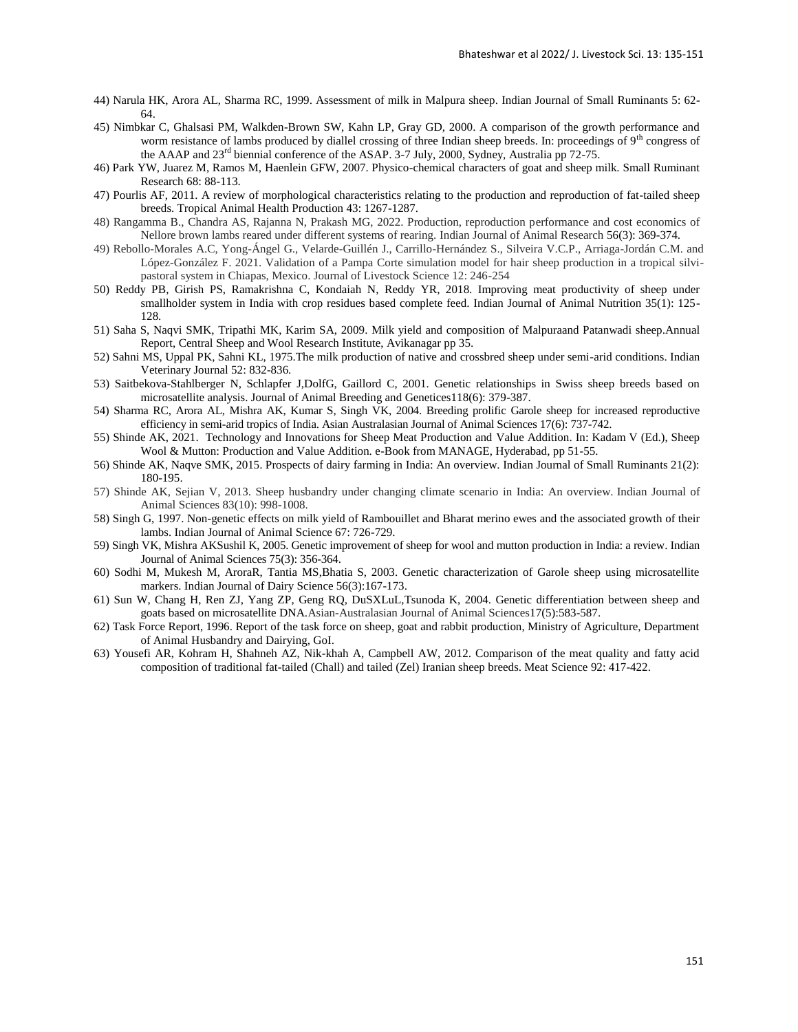44) Narula HK, Arora AL, Sharma RC, 1999. Assessment of milk in Malpura sheep. Indian Journal of Small Ruminants 5: 62-64.

45) Nimbkar C, Ghalsasi PM, Walkden-Brown SW, Kahn LP, Gray GD, 2000. A comparison of the growth performance and worm resistance of lambs produced by diallel crossing of three Indian sheep breeds. In: proceedings of 9th congress of the AAAP and 23rd biennial conference of the ASAP. 3-7 July, 2000, Sydney, Australia pp 72-75.

46) Park YW, Juarez M, Ramos M, Haenlein GFW, 2007. Physico-chemical characters of goat and sheep milk. Small Ruminant Research 68: 88-113.

47) Pourlis AF, 2011. A review of morphological characteristics relating to the production and reproduction of fat-tailed sheep breeds. Tropical Animal Health Production 43: 1267-1287.

48) Rangamma B., Chandra AS, Rajanna N, Prakash MG, 2022. Production, reproduction performance and cost economics of Nellore brown lambs reared under different systems of rearing. Indian Journal of Animal Research 56(3): 369-374.

49) Rebollo-Morales A.C, Yong-Ángel G., Velarde-Guillén J., Carrillo-Hernández S., Silveira V.C.P., Arriaga-Jordán C.M. and López-González F. 2021. Validation of a Pampa Corte simulation model for hair sheep production in a tropical silvi-pastoral system in Chiapas, Mexico. Journal of Livestock Science 12: 246-254

50) Reddy PB, Girish PS, Ramakrishna C, Kondaiah N, Reddy YR, 2018. Improving meat productivity of sheep under smallholder system in India with crop residues based complete feed. Indian Journal of Animal Nutrition 35(1): 125-128.

51) Saha S, Naqvi SMK, Tripathi MK, Karim SA, 2009. Milk yield and composition of Malpuraand Patanwadi sheep.Annual Report, Central Sheep and Wool Research Institute, Avikanagar pp 35.

52) Sahni MS, Uppal PK, Sahni KL, 1975.The milk production of native and crossbred sheep under semi-arid conditions. Indian Veterinary Journal 52: 832-836.

53) Saitbekova-Stahlberger N, Schlapfer J,DolfG, Gaillord C, 2001. Genetic relationships in Swiss sheep breeds based on microsatellite analysis. Journal of Animal Breeding and Genetices118(6): 379-387.

54) Sharma RC, Arora AL, Mishra AK, Kumar S, Singh VK, 2004. Breeding prolific Garole sheep for increased reproductive efficiency in semi-arid tropics of India. Asian Australasian Journal of Animal Sciences 17(6): 737-742.

55) Shinde AK, 2021. Technology and Innovations for Sheep Meat Production and Value Addition. In: Kadam V (Ed.), Sheep Wool & Mutton: Production and Value Addition. e-Book from MANAGE, Hyderabad, pp 51-55.

56) Shinde AK, Naqve SMK, 2015. Prospects of dairy farming in India: An overview. Indian Journal of Small Ruminants 21(2): 180-195.

57) Shinde AK, Sejian V, 2013. Sheep husbandry under changing climate scenario in India: An overview. Indian Journal of Animal Sciences 83(10): 998-1008.

58) Singh G, 1997. Non-genetic effects on milk yield of Rambouillet and Bharat merino ewes and the associated growth of their lambs. Indian Journal of Animal Science 67: 726-729.

59) Singh VK, Mishra AKSushil K, 2005. Genetic improvement of sheep for wool and mutton production in India: a review. Indian Journal of Animal Sciences 75(3): 356-364.

60) Sodhi M, Mukesh M, AroraR, Tantia MS,Bhatia S, 2003. Genetic characterization of Garole sheep using microsatellite markers. Indian Journal of Dairy Science 56(3):167-173.

61) Sun W, Chang H, Ren ZJ, Yang ZP, Geng RQ, DuSXLuL,Tsunoda K, 2004. Genetic differentiation between sheep and goats based on microsatellite DNA.Asian-Australasian Journal of Animal Sciences17(5):583-587.

62) Task Force Report, 1996. Report of the task force on sheep, goat and rabbit production, Ministry of Agriculture, Department of Animal Husbandry and Dairying, GoI.

63) Yousefi AR, Kohram H, Shahneh AZ, Nik-khah A, Campbell AW, 2012. Comparison of the meat quality and fatty acid composition of traditional fat-tailed (Chall) and tailed (Zel) Iranian sheep breeds. Meat Science 92: 417-422.